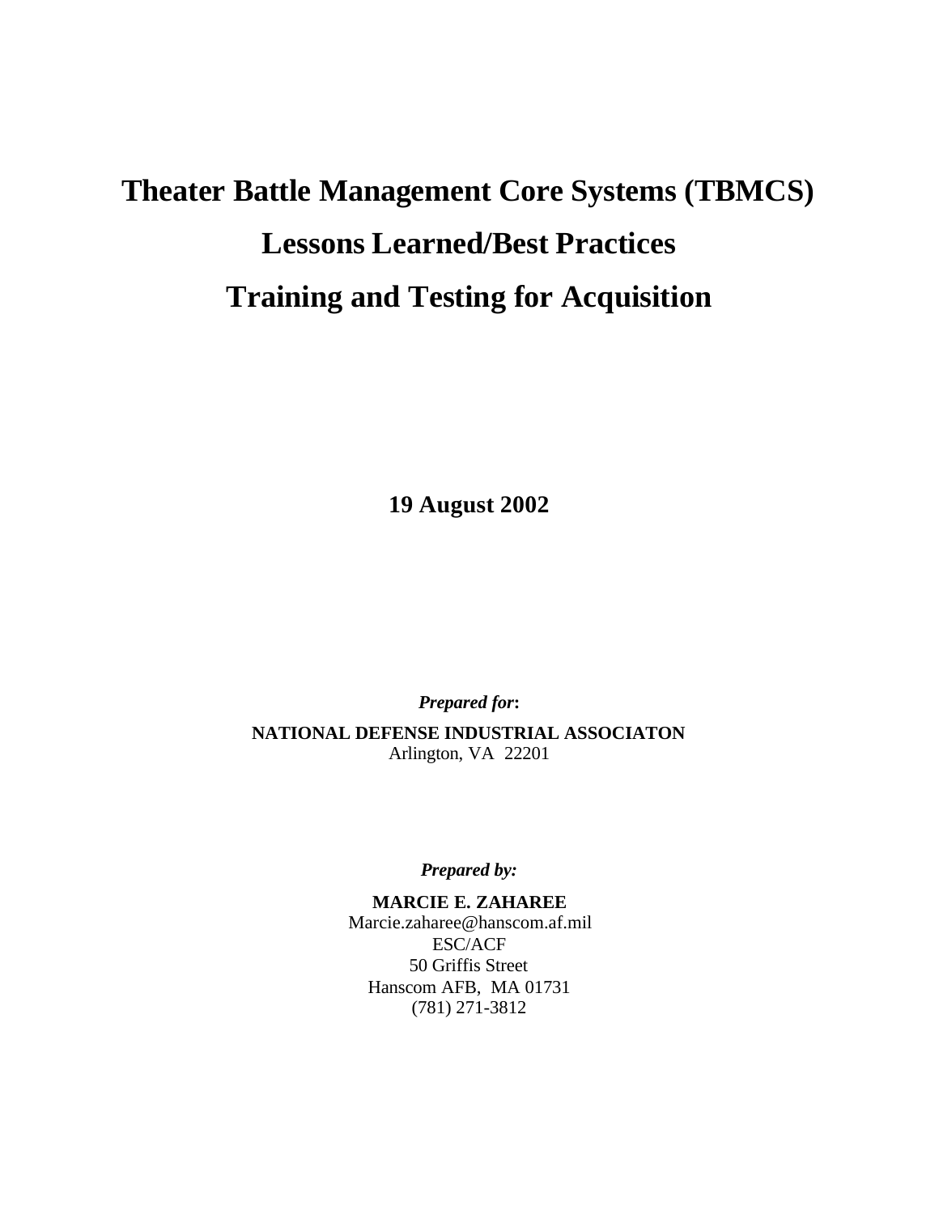# Theater Battle Management Core Systems (TBMCS)

# Lessons Learned/Best Practices

# Training and Testing for Acquisition

**19 August 2002**

***Prepared for*:**

**NATIONAL DEFENSE INDUSTRIAL ASSOCIATON**
Arlington, VA 22201

***Prepared by:***

**MARCIE E. ZAHAREE**
Marcie.zaharee@hanscom.af.mil
ESC/ACF
50 Griffis Street
Hanscom AFB, MA 01731
(781) 271-3812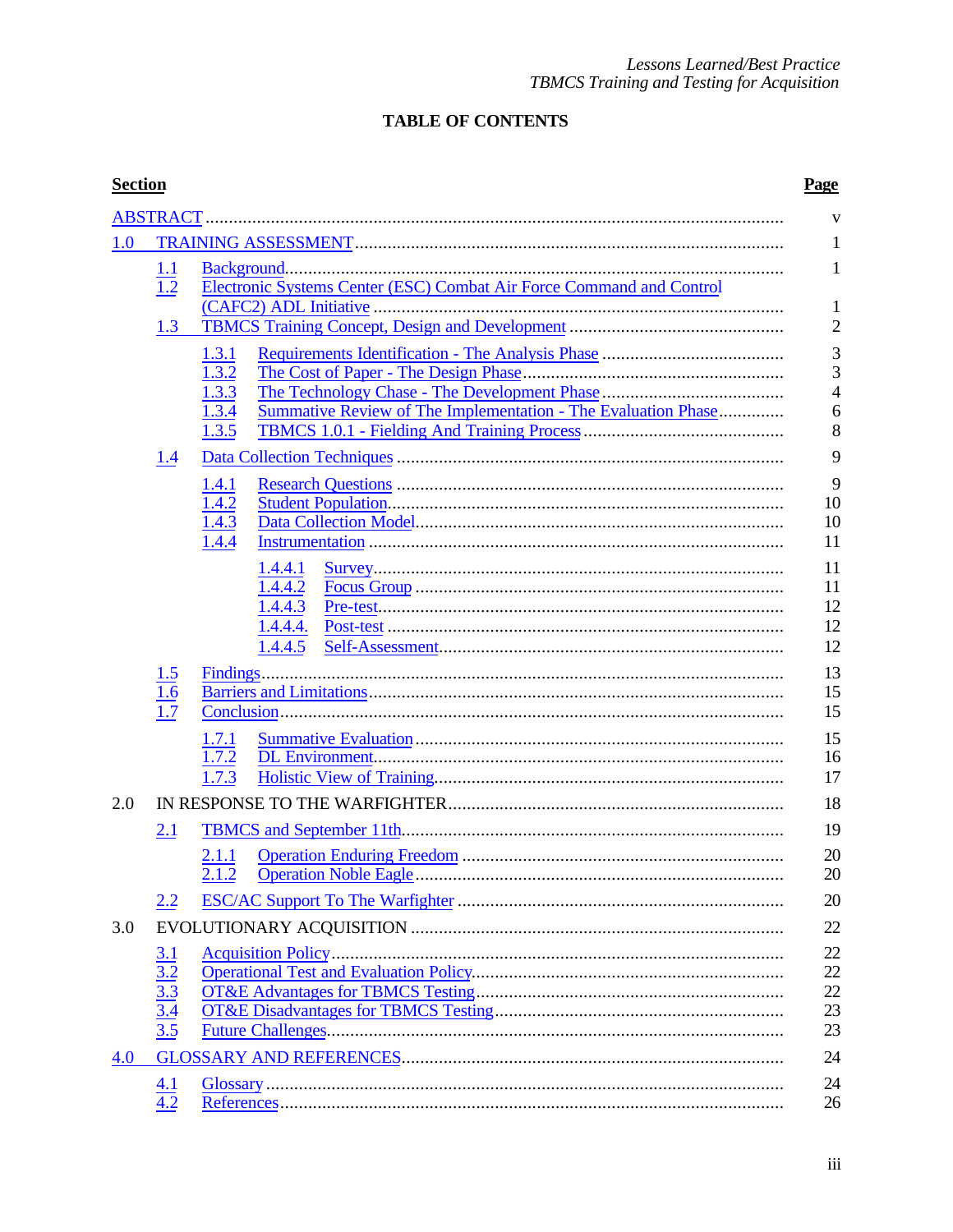# TABLE OF CONTENTS

| Section | | | | Page |
|---|---|---|---|---|
| ABSTRACT | | | | v |
| 1.0 | TRAINING ASSESSMENT | | | 1 |
| | 1.1 | Background | | 1 |
| | 1.2 | Electronic Systems Center (ESC) Combat Air Force Command and Control (CAFC2) ADL Initiative | | 1 |
| | 1.3 | TBMCS Training Concept, Design and Development | | 2 |
| | | 1.3.1 | Requirements Identification - The Analysis Phase | 3 |
| | | 1.3.2 | The Cost of Paper - The Design Phase | 3 |
| | | 1.3.3 | The Technology Chase - The Development Phase | 4 |
| | | 1.3.4 | Summative Review of The Implementation - The Evaluation Phase | 6 |
| | | 1.3.5 | TBMCS 1.0.1 - Fielding And Training Process | 8 |
| | 1.4 | Data Collection Techniques | | 9 |
| | | 1.4.1 | Research Questions | 9 |
| | | 1.4.2 | Student Population | 10 |
| | | 1.4.3 | Data Collection Model | 10 |
| | | 1.4.4 | Instrumentation | 11 |
| | | | 1.4.4.1 Survey | 11 |
| | | | 1.4.4.2 Focus Group | 11 |
| | | | 1.4.4.3 Pre-test | 12 |
| | | | 1.4.4.4. Post-test | 12 |
| | | | 1.4.4.5 Self-Assessment | 12 |
| | 1.5 | Findings | | 13 |
| | 1.6 | Barriers and Limitations | | 15 |
| | 1.7 | Conclusion | | 15 |
| | | 1.7.1 | Summative Evaluation | 15 |
| | | 1.7.2 | DL Environment | 16 |
| | | 1.7.3 | Holistic View of Training | 17 |
| 2.0 | IN RESPONSE TO THE WARFIGHTER | | | 18 |
| | 2.1 | TBMCS and September 11th | | 19 |
| | | 2.1.1 | Operation Enduring Freedom | 20 |
| | | 2.1.2 | Operation Noble Eagle | 20 |
| | 2.2 | ESC/AC Support To The Warfighter | | 20 |
| 3.0 | EVOLUTIONARY ACQUISITION | | | 22 |
| | 3.1 | Acquisition Policy | | 22 |
| | 3.2 | Operational Test and Evaluation Policy | | 22 |
| | 3.3 | OT&E Advantages for TBMCS Testing | | 22 |
| | 3.4 | OT&E Disadvantages for TBMCS Testing | | 23 |
| | 3.5 | Future Challenges | | 23 |
| 4.0 | GLOSSARY AND REFERENCES | | | 24 |
| | 4.1 | Glossary | | 24 |
| | 4.2 | References | | 26 |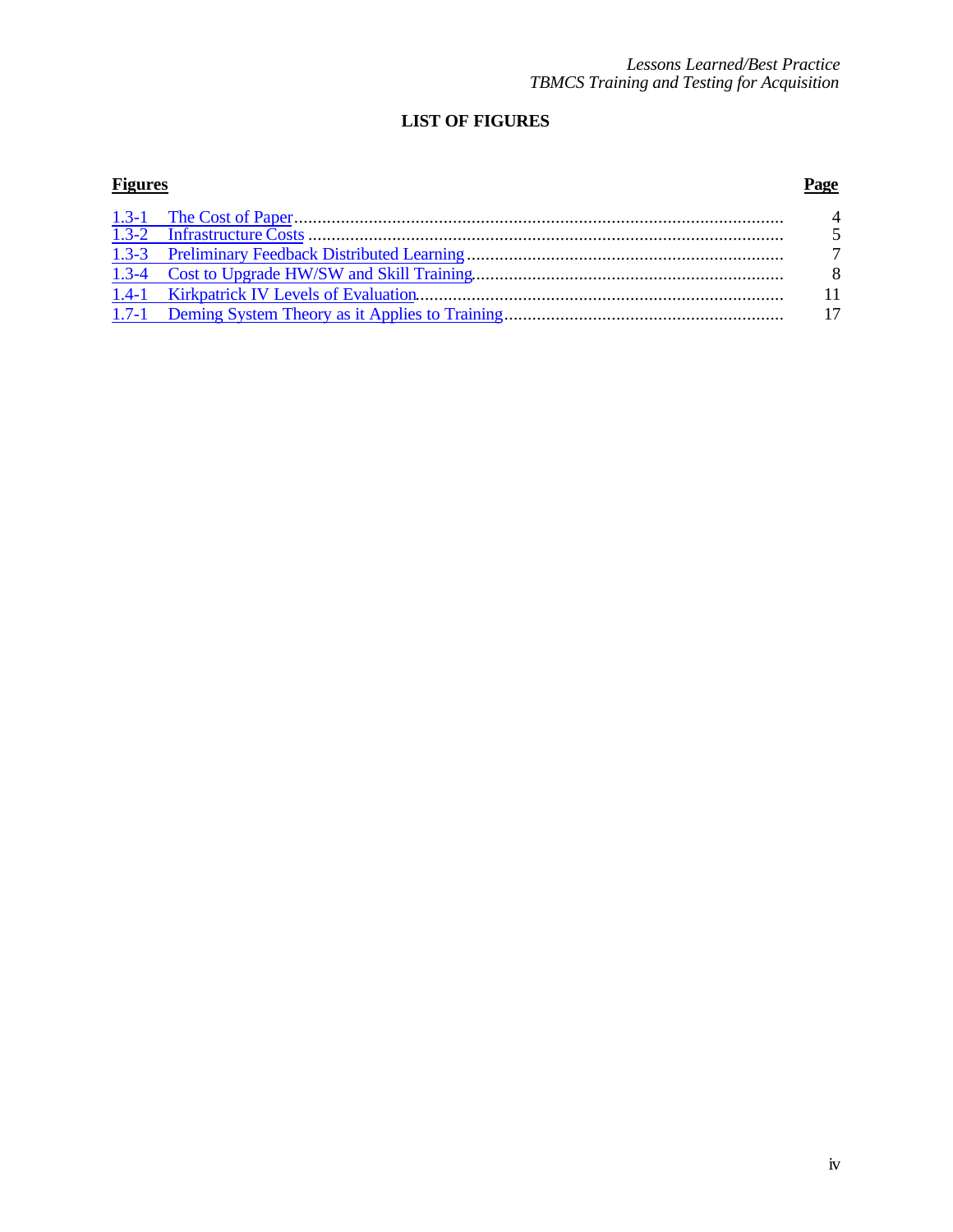# LIST OF FIGURES

| **Figures** | | **Page** |
|---|---|---|
| 1.3-1 | The Cost of Paper | 4 |
| 1.3-2 | Infrastructure Costs | 5 |
| 1.3-3 | Preliminary Feedback Distributed Learning | 7 |
| 1.3-4 | Cost to Upgrade HW/SW and Skill Training | 8 |
| 1.4-1 | Kirkpatrick IV Levels of Evaluation | 11 |
| 1.7-1 | Deming System Theory as it Applies to Training | 17 |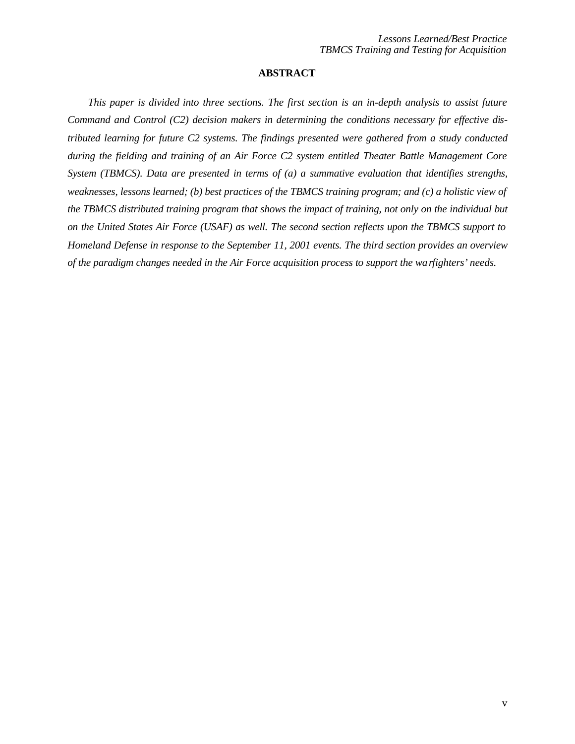## ABSTRACT

*This paper is divided into three sections. The first section is an in-depth analysis to assist future Command and Control (C2) decision makers in determining the conditions necessary for effective distributed learning for future C2 systems. The findings presented were gathered from a study conducted during the fielding and training of an Air Force C2 system entitled Theater Battle Management Core System (TBMCS). Data are presented in terms of (a) a summative evaluation that identifies strengths, weaknesses, lessons learned; (b) best practices of the TBMCS training program; and (c) a holistic view of the TBMCS distributed training program that shows the impact of training, not only on the individual but on the United States Air Force (USAF) as well. The second section reflects upon the TBMCS support to Homeland Defense in response to the September 11, 2001 events. The third section provides an overview of the paradigm changes needed in the Air Force acquisition process to support the warfighters' needs.*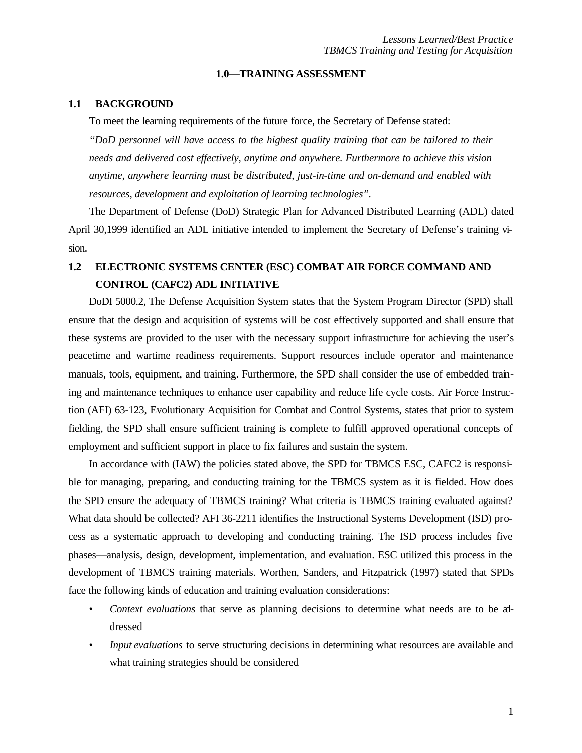# 1.0—TRAINING ASSESSMENT

## 1.1 BACKGROUND

To meet the learning requirements of the future force, the Secretary of Defense stated:

*"DoD personnel will have access to the highest quality training that can be tailored to their needs and delivered cost effectively, anytime and anywhere. Furthermore to achieve this vision anytime, anywhere learning must be distributed, just-in-time and on-demand and enabled with resources, development and exploitation of learning technologies"*.

The Department of Defense (DoD) Strategic Plan for Advanced Distributed Learning (ADL) dated April 30,1999 identified an ADL initiative intended to implement the Secretary of Defense's training vision.

## 1.2 ELECTRONIC SYSTEMS CENTER (ESC) COMBAT AIR FORCE COMMAND AND CONTROL (CAFC2) ADL INITIATIVE

DoDI 5000.2, The Defense Acquisition System states that the System Program Director (SPD) shall ensure that the design and acquisition of systems will be cost effectively supported and shall ensure that these systems are provided to the user with the necessary support infrastructure for achieving the user's peacetime and wartime readiness requirements. Support resources include operator and maintenance manuals, tools, equipment, and training. Furthermore, the SPD shall consider the use of embedded training and maintenance techniques to enhance user capability and reduce life cycle costs. Air Force Instruction (AFI) 63-123, Evolutionary Acquisition for Combat and Control Systems, states that prior to system fielding, the SPD shall ensure sufficient training is complete to fulfill approved operational concepts of employment and sufficient support in place to fix failures and sustain the system.

In accordance with (IAW) the policies stated above, the SPD for TBMCS ESC, CAFC2 is responsible for managing, preparing, and conducting training for the TBMCS system as it is fielded. How does the SPD ensure the adequacy of TBMCS training? What criteria is TBMCS training evaluated against? What data should be collected? AFI 36-2211 identifies the Instructional Systems Development (ISD) process as a systematic approach to developing and conducting training. The ISD process includes five phases—analysis, design, development, implementation, and evaluation. ESC utilized this process in the development of TBMCS training materials. Worthen, Sanders, and Fitzpatrick (1997) stated that SPDs face the following kinds of education and training evaluation considerations:

- *Context evaluations* that serve as planning decisions to determine what needs are to be addressed
- *Input evaluations* to serve structuring decisions in determining what resources are available and what training strategies should be considered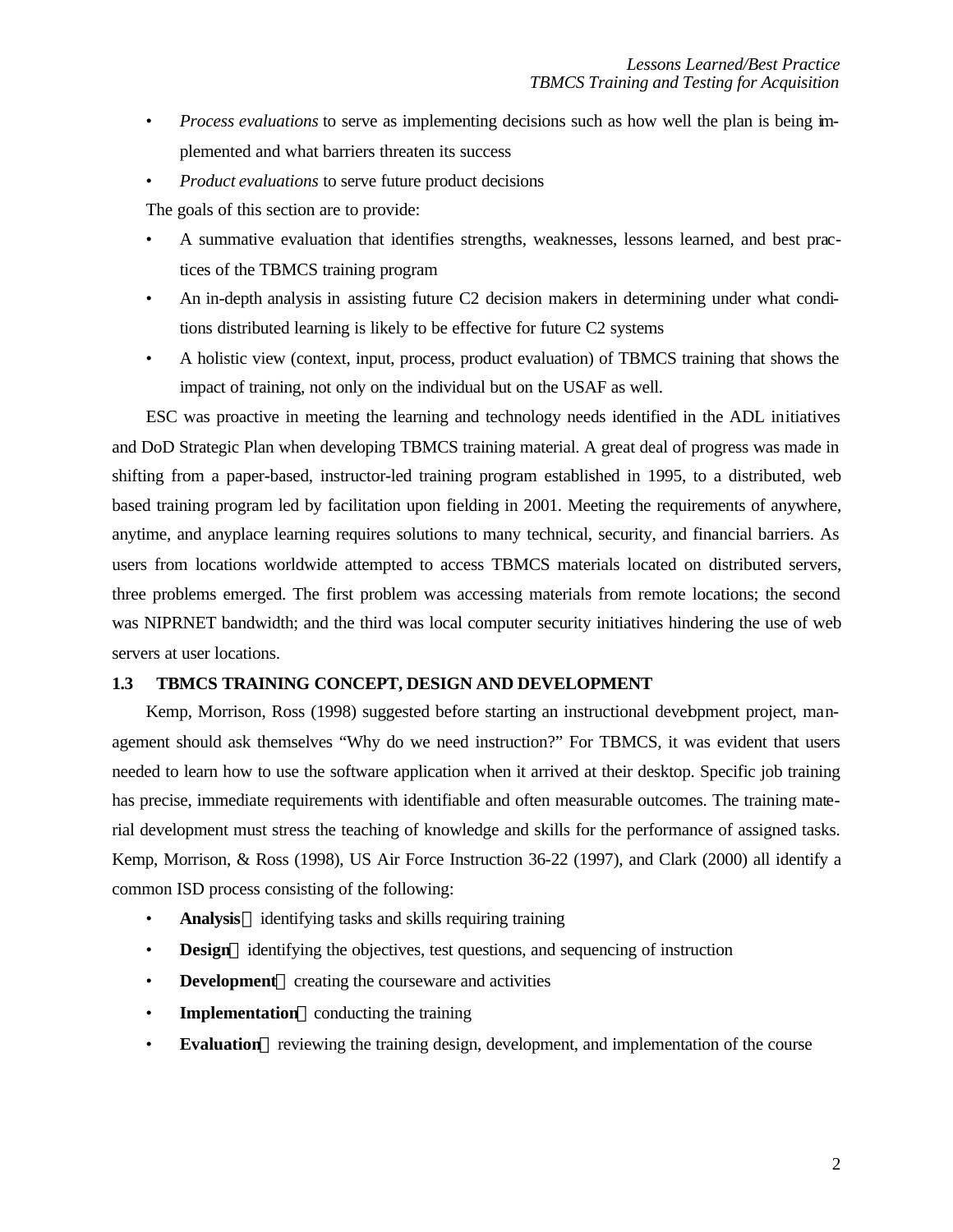- *Process evaluations* to serve as implementing decisions such as how well the plan is being implemented and what barriers threaten its success
- *Product evaluations* to serve future product decisions

The goals of this section are to provide:

- A summative evaluation that identifies strengths, weaknesses, lessons learned, and best practices of the TBMCS training program
- An in-depth analysis in assisting future C2 decision makers in determining under what conditions distributed learning is likely to be effective for future C2 systems
- A holistic view (context, input, process, product evaluation) of TBMCS training that shows the impact of training, not only on the individual but on the USAF as well.

ESC was proactive in meeting the learning and technology needs identified in the ADL initiatives and DoD Strategic Plan when developing TBMCS training material. A great deal of progress was made in shifting from a paper-based, instructor-led training program established in 1995, to a distributed, web based training program led by facilitation upon fielding in 2001. Meeting the requirements of anywhere, anytime, and anyplace learning requires solutions to many technical, security, and financial barriers. As users from locations worldwide attempted to access TBMCS materials located on distributed servers, three problems emerged. The first problem was accessing materials from remote locations; the second was NIPRNET bandwidth; and the third was local computer security initiatives hindering the use of web servers at user locations.

### 1.3 TBMCS TRAINING CONCEPT, DESIGN AND DEVELOPMENT

Kemp, Morrison, Ross (1998) suggested before starting an instructional development project, management should ask themselves "Why do we need instruction?" For TBMCS, it was evident that users needed to learn how to use the software application when it arrived at their desktop. Specific job training has precise, immediate requirements with identifiable and often measurable outcomes. The training material development must stress the teaching of knowledge and skills for the performance of assigned tasks. Kemp, Morrison, & Ross (1998), US Air Force Instruction 36-22 (1997), and Clark (2000) all identify a common ISD process consisting of the following:

- **Analysis** — identifying tasks and skills requiring training
- **Design** — identifying the objectives, test questions, and sequencing of instruction
- **Development** — creating the courseware and activities
- **Implementation** — conducting the training
- **Evaluation** — reviewing the training design, development, and implementation of the course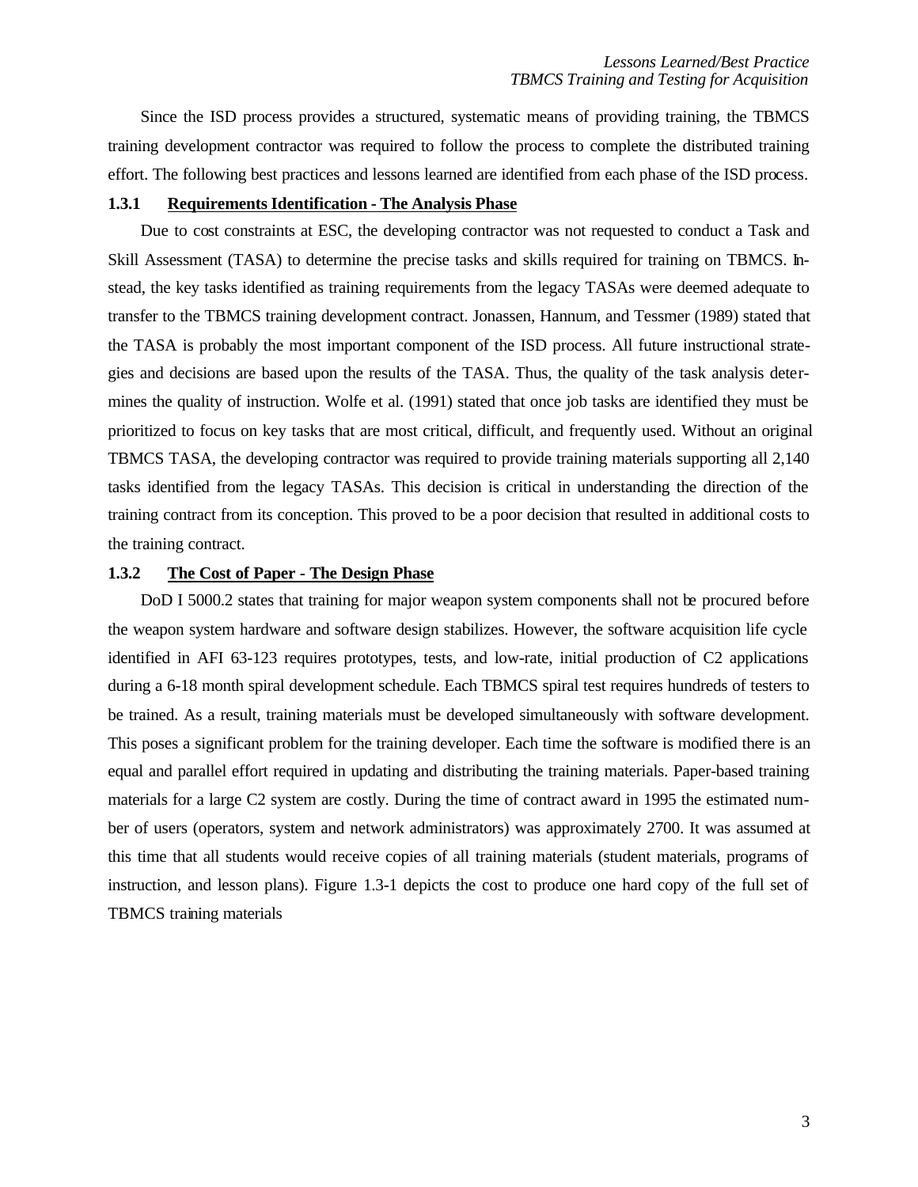Since the ISD process provides a structured, systematic means of providing training, the TBMCS training development contractor was required to follow the process to complete the distributed training effort. The following best practices and lessons learned are identified from each phase of the ISD process.

### 1.3.1 Requirements Identification - The Analysis Phase

Due to cost constraints at ESC, the developing contractor was not requested to conduct a Task and Skill Assessment (TASA) to determine the precise tasks and skills required for training on TBMCS. Instead, the key tasks identified as training requirements from the legacy TASAs were deemed adequate to transfer to the TBMCS training development contract. Jonassen, Hannum, and Tessmer (1989) stated that the TASA is probably the most important component of the ISD process. All future instructional strategies and decisions are based upon the results of the TASA. Thus, the quality of the task analysis determines the quality of instruction. Wolfe et al. (1991) stated that once job tasks are identified they must be prioritized to focus on key tasks that are most critical, difficult, and frequently used. Without an original TBMCS TASA, the developing contractor was required to provide training materials supporting all 2,140 tasks identified from the legacy TASAs. This decision is critical in understanding the direction of the training contract from its conception. This proved to be a poor decision that resulted in additional costs to the training contract.

### 1.3.2 The Cost of Paper - The Design Phase

DoD I 5000.2 states that training for major weapon system components shall not be procured before the weapon system hardware and software design stabilizes. However, the software acquisition life cycle identified in AFI 63-123 requires prototypes, tests, and low-rate, initial production of C2 applications during a 6-18 month spiral development schedule. Each TBMCS spiral test requires hundreds of testers to be trained. As a result, training materials must be developed simultaneously with software development. This poses a significant problem for the training developer. Each time the software is modified there is an equal and parallel effort required in updating and distributing the training materials. Paper-based training materials for a large C2 system are costly. During the time of contract award in 1995 the estimated number of users (operators, system and network administrators) was approximately 2700. It was assumed at this time that all students would receive copies of all training materials (student materials, programs of instruction, and lesson plans). Figure 1.3-1 depicts the cost to produce one hard copy of the full set of TBMCS training materials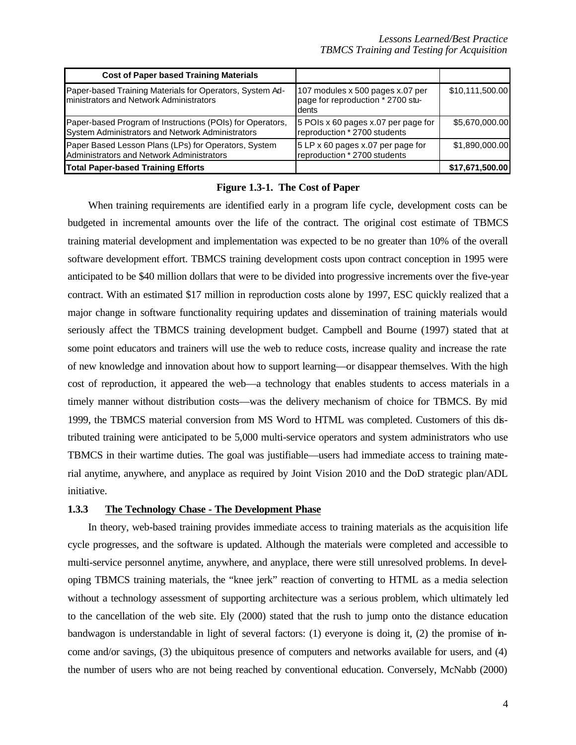| Cost of Paper based Training Materials | | |
|---|---|---|
| Paper-based Training Materials for Operators, System Administrators and Network Administrators | 107 modules x 500 pages x.07 per page for reproduction * 2700 students | $10,111,500.00 |
| Paper-based Program of Instructions (POIs) for Operators, System Administrators and Network Administrators | 5 POIs x 60 pages x.07 per page for reproduction * 2700 students | $5,670,000.00 |
| Paper Based Lesson Plans (LPs) for Operators, System Administrators and Network Administrators | 5 LP x 60 pages x.07 per page for reproduction * 2700 students | $1,890,000.00 |
| **Total Paper-based Training Efforts** | | **$17,671,500.00** |

**Figure 1.3-1. The Cost of Paper**

When training requirements are identified early in a program life cycle, development costs can be budgeted in incremental amounts over the life of the contract. The original cost estimate of TBMCS training material development and implementation was expected to be no greater than 10% of the overall software development effort. TBMCS training development costs upon contract conception in 1995 were anticipated to be $40 million dollars that were to be divided into progressive increments over the five-year contract. With an estimated $17 million in reproduction costs alone by 1997, ESC quickly realized that a major change in software functionality requiring updates and dissemination of training materials would seriously affect the TBMCS training development budget. Campbell and Bourne (1997) stated that at some point educators and trainers will use the web to reduce costs, increase quality and increase the rate of new knowledge and innovation about how to support learning—or disappear themselves. With the high cost of reproduction, it appeared the web—a technology that enables students to access materials in a timely manner without distribution costs—was the delivery mechanism of choice for TBMCS. By mid 1999, the TBMCS material conversion from MS Word to HTML was completed. Customers of this distributed training were anticipated to be 5,000 multi-service operators and system administrators who use TBMCS in their wartime duties. The goal was justifiable—users had immediate access to training material anytime, anywhere, and anyplace as required by Joint Vision 2010 and the DoD strategic plan/ADL initiative.

### 1.3.3 The Technology Chase - The Development Phase

In theory, web-based training provides immediate access to training materials as the acquisition life cycle progresses, and the software is updated. Although the materials were completed and accessible to multi-service personnel anytime, anywhere, and anyplace, there were still unresolved problems. In developing TBMCS training materials, the "knee jerk" reaction of converting to HTML as a media selection without a technology assessment of supporting architecture was a serious problem, which ultimately led to the cancellation of the web site. Ely (2000) stated that the rush to jump onto the distance education bandwagon is understandable in light of several factors: (1) everyone is doing it, (2) the promise of income and/or savings, (3) the ubiquitous presence of computers and networks available for users, and (4) the number of users who are not being reached by conventional education. Conversely, McNabb (2000)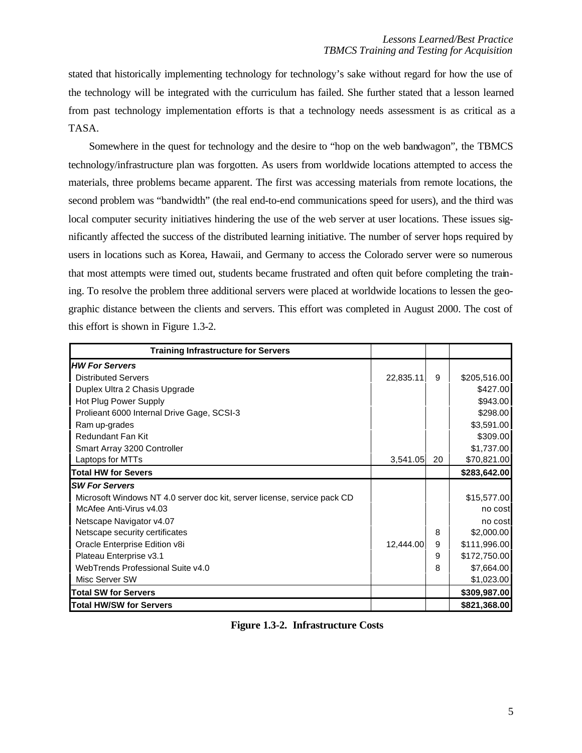stated that historically implementing technology for technology's sake without regard for how the use of the technology will be integrated with the curriculum has failed. She further stated that a lesson learned from past technology implementation efforts is that a technology needs assessment is as critical as a TASA.

Somewhere in the quest for technology and the desire to "hop on the web bandwagon", the TBMCS technology/infrastructure plan was forgotten. As users from worldwide locations attempted to access the materials, three problems became apparent. The first was accessing materials from remote locations, the second problem was "bandwidth" (the real end-to-end communications speed for users), and the third was local computer security initiatives hindering the use of the web server at user locations. These issues significantly affected the success of the distributed learning initiative. The number of server hops required by users in locations such as Korea, Hawaii, and Germany to access the Colorado server were so numerous that most attempts were timed out, students became frustrated and often quit before completing the training. To resolve the problem three additional servers were placed at worldwide locations to lessen the geographic distance between the clients and servers. This effort was completed in August 2000. The cost of this effort is shown in Figure 1.3-2.

| Training Infrastructure for Servers | | | |
|---|---|---|---|
| ***HW For Servers*** | | | |
| Distributed Servers | 22,835.11 | 9 | $205,516.00 |
| Duplex Ultra 2 Chasis Upgrade | | | $427.00 |
| Hot Plug Power Supply | | | $943.00 |
| Prolieant 6000 Internal Drive Gage, SCSI-3 | | | $298.00 |
| Ram up-grades | | | $3,591.00 |
| Redundant Fan Kit | | | $309.00 |
| Smart Array 3200 Controller | | | $1,737.00 |
| Laptops for MTTs | 3,541.05 | 20 | $70,821.00 |
| **Total HW for Severs** | | | **$283,642.00** |
| ***SW For Servers*** | | | |
| Microsoft Windows NT 4.0 server doc kit, server license, service pack CD | | | $15,577.00 |
| McAfee Anti-Virus v4.03 | | | no cost |
| Netscape Navigator v4.07 | | | no cost |
| Netscape security certificates | | 8 | $2,000.00 |
| Oracle Enterprise Edition v8i | 12,444.00 | 9 | $111,996.00 |
| Plateau Enterprise v3.1 | | 9 | $172,750.00 |
| WebTrends Professional Suite v4.0 | | 8 | $7,664.00 |
| Misc Server SW | | | $1,023.00 |
| **Total SW for Servers** | | | **$309,987.00** |
| **Total HW/SW for Servers** | | | **$821,368.00** |

**Figure 1.3-2. Infrastructure Costs**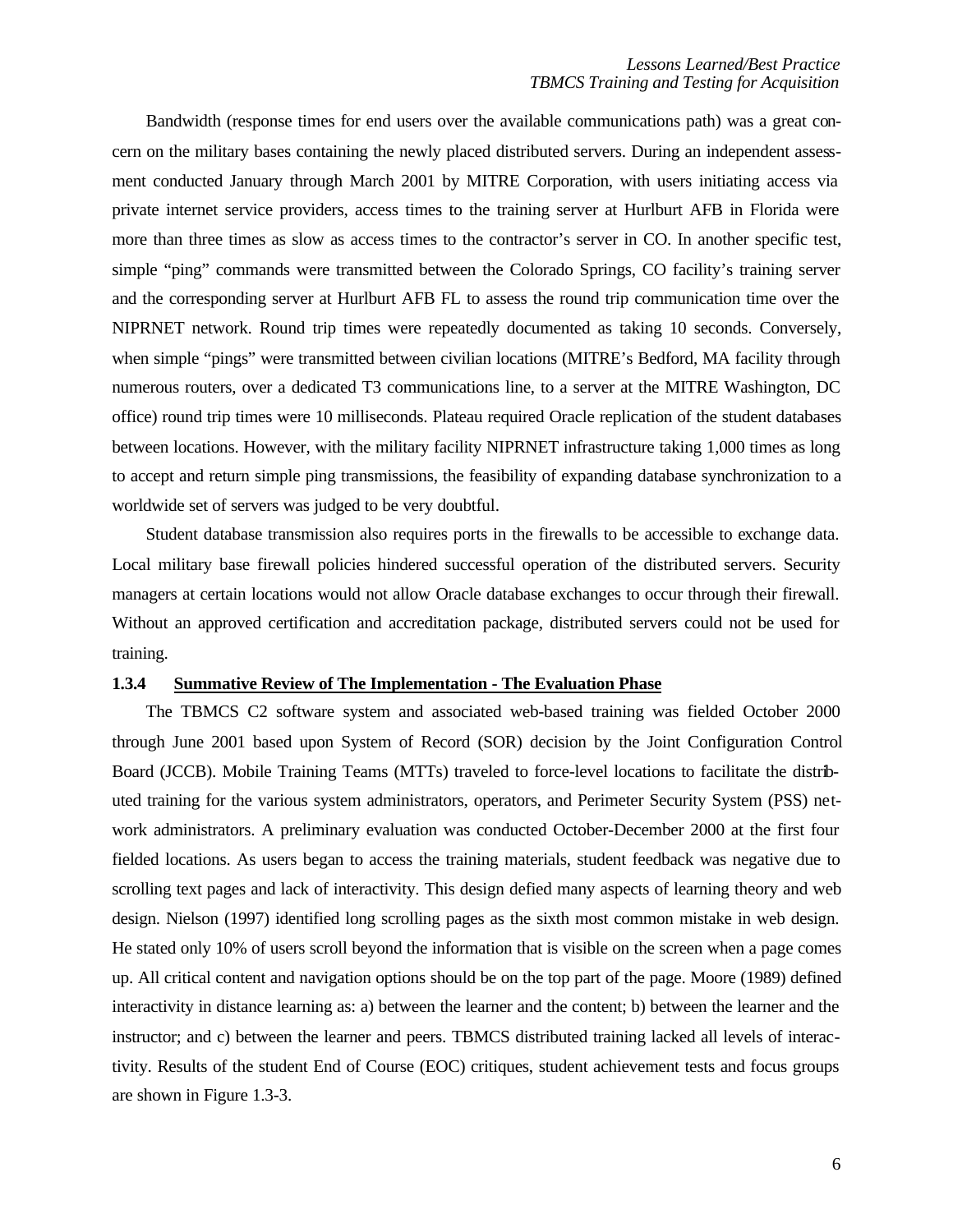Bandwidth (response times for end users over the available communications path) was a great concern on the military bases containing the newly placed distributed servers. During an independent assessment conducted January through March 2001 by MITRE Corporation, with users initiating access via private internet service providers, access times to the training server at Hurlburt AFB in Florida were more than three times as slow as access times to the contractor's server in CO. In another specific test, simple "ping" commands were transmitted between the Colorado Springs, CO facility's training server and the corresponding server at Hurlburt AFB FL to assess the round trip communication time over the NIPRNET network. Round trip times were repeatedly documented as taking 10 seconds. Conversely, when simple "pings" were transmitted between civilian locations (MITRE's Bedford, MA facility through numerous routers, over a dedicated T3 communications line, to a server at the MITRE Washington, DC office) round trip times were 10 milliseconds. Plateau required Oracle replication of the student databases between locations. However, with the military facility NIPRNET infrastructure taking 1,000 times as long to accept and return simple ping transmissions, the feasibility of expanding database synchronization to a worldwide set of servers was judged to be very doubtful.

Student database transmission also requires ports in the firewalls to be accessible to exchange data. Local military base firewall policies hindered successful operation of the distributed servers. Security managers at certain locations would not allow Oracle database exchanges to occur through their firewall. Without an approved certification and accreditation package, distributed servers could not be used for training.

### 1.3.4 Summative Review of The Implementation - The Evaluation Phase

The TBMCS C2 software system and associated web-based training was fielded October 2000 through June 2001 based upon System of Record (SOR) decision by the Joint Configuration Control Board (JCCB). Mobile Training Teams (MTTs) traveled to force-level locations to facilitate the distributed training for the various system administrators, operators, and Perimeter Security System (PSS) network administrators. A preliminary evaluation was conducted October-December 2000 at the first four fielded locations. As users began to access the training materials, student feedback was negative due to scrolling text pages and lack of interactivity. This design defied many aspects of learning theory and web design. Nielson (1997) identified long scrolling pages as the sixth most common mistake in web design. He stated only 10% of users scroll beyond the information that is visible on the screen when a page comes up. All critical content and navigation options should be on the top part of the page. Moore (1989) defined interactivity in distance learning as: a) between the learner and the content; b) between the learner and the instructor; and c) between the learner and peers. TBMCS distributed training lacked all levels of interactivity. Results of the student End of Course (EOC) critiques, student achievement tests and focus groups are shown in Figure 1.3-3.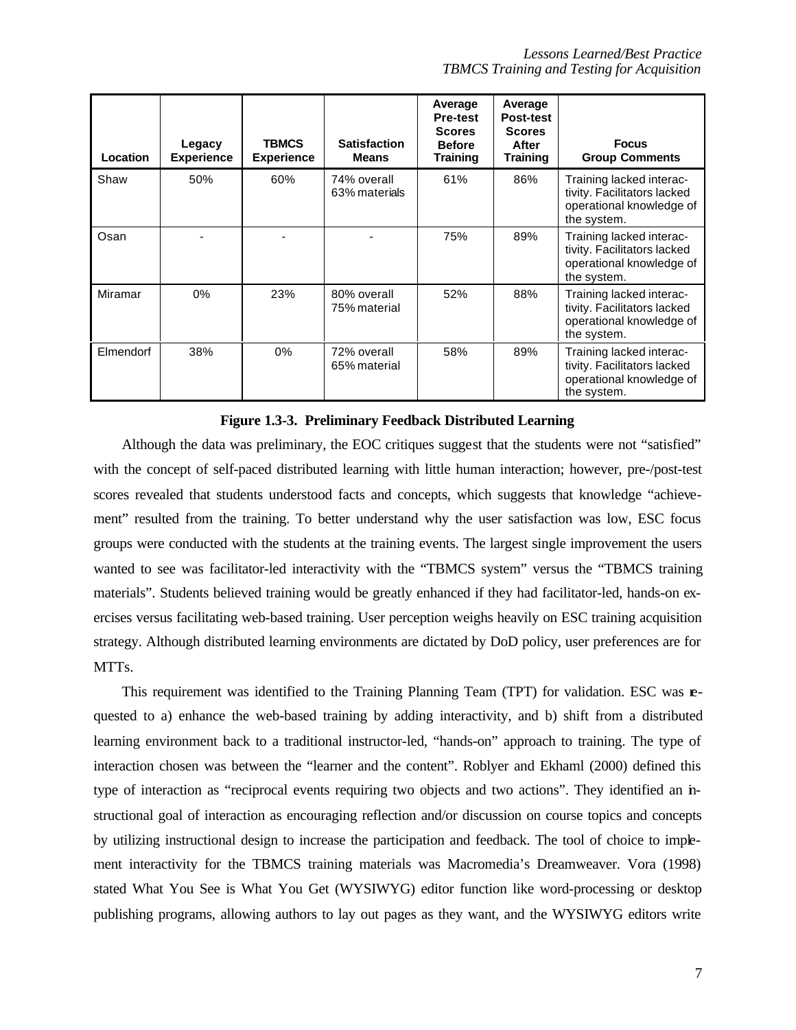| Location | Legacy Experience | TBMCS Experience | Satisfaction Means | Average Pre-test Scores Before Training | Average Post-test Scores After Training | Focus Group Comments |
|---|---|---|---|---|---|---|
| Shaw | 50% | 60% | 74% overall 63% materials | 61% | 86% | Training lacked interactivity. Facilitators lacked operational knowledge of the system. |
| Osan | - | - | - | 75% | 89% | Training lacked interactivity. Facilitators lacked operational knowledge of the system. |
| Miramar | 0% | 23% | 80% overall 75% material | 52% | 88% | Training lacked interactivity. Facilitators lacked operational knowledge of the system. |
| Elmendorf | 38% | 0% | 72% overall 65% material | 58% | 89% | Training lacked interactivity. Facilitators lacked operational knowledge of the system. |

**Figure 1.3-3. Preliminary Feedback Distributed Learning**

Although the data was preliminary, the EOC critiques suggest that the students were not "satisfied" with the concept of self-paced distributed learning with little human interaction; however, pre-/post-test scores revealed that students understood facts and concepts, which suggests that knowledge "achievement" resulted from the training. To better understand why the user satisfaction was low, ESC focus groups were conducted with the students at the training events. The largest single improvement the users wanted to see was facilitator-led interactivity with the "TBMCS system" versus the "TBMCS training materials". Students believed training would be greatly enhanced if they had facilitator-led, hands-on exercises versus facilitating web-based training. User perception weighs heavily on ESC training acquisition strategy. Although distributed learning environments are dictated by DoD policy, user preferences are for MTTs.

This requirement was identified to the Training Planning Team (TPT) for validation. ESC was requested to a) enhance the web-based training by adding interactivity, and b) shift from a distributed learning environment back to a traditional instructor-led, "hands-on" approach to training. The type of interaction chosen was between the "learner and the content". Roblyer and Ekhaml (2000) defined this type of interaction as "reciprocal events requiring two objects and two actions". They identified an instructional goal of interaction as encouraging reflection and/or discussion on course topics and concepts by utilizing instructional design to increase the participation and feedback. The tool of choice to implement interactivity for the TBMCS training materials was Macromedia's Dreamweaver. Vora (1998) stated What You See is What You Get (WYSIWYG) editor function like word-processing or desktop publishing programs, allowing authors to lay out pages as they want, and the WYSIWYG editors write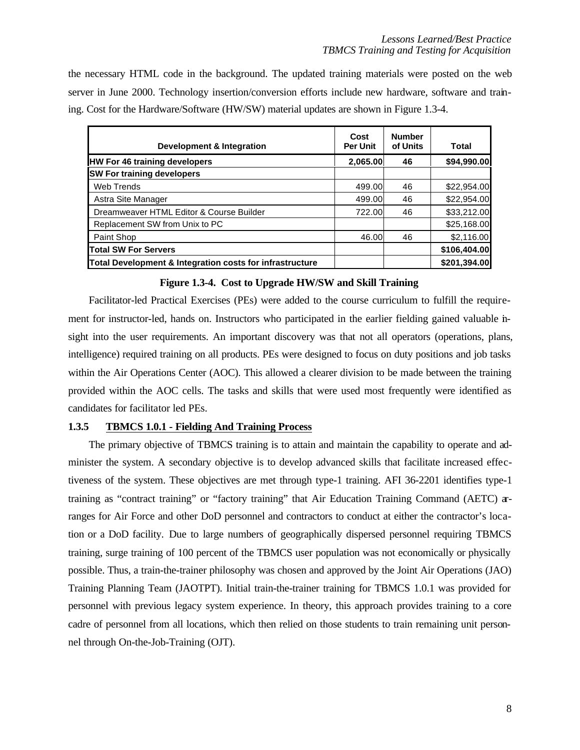the necessary HTML code in the background. The updated training materials were posted on the web server in June 2000. Technology insertion/conversion efforts include new hardware, software and training. Cost for the Hardware/Software (HW/SW) material updates are shown in Figure 1.3-4.

| Development & Integration | Cost Per Unit | Number of Units | Total |
|---|---|---|---|
| **HW For 46 training developers** | **2,065.00** | **46** | **$94,990.00** |
| **SW For training developers** | | | |
| Web Trends | 499.00 | 46 | $22,954.00 |
| Astra Site Manager | 499.00 | 46 | $22,954.00 |
| Dreamweaver HTML Editor & Course Builder | 722.00 | 46 | $33,212.00 |
| Replacement SW from Unix to PC | | | $25,168.00 |
| Paint Shop | 46.00 | 46 | $2,116.00 |
| **Total SW For Servers** | | | **$106,404.00** |
| **Total Development & Integration costs for infrastructure** | | | **$201,394.00** |

**Figure 1.3-4. Cost to Upgrade HW/SW and Skill Training**

Facilitator-led Practical Exercises (PEs) were added to the course curriculum to fulfill the requirement for instructor-led, hands on. Instructors who participated in the earlier fielding gained valuable insight into the user requirements. An important discovery was that not all operators (operations, plans, intelligence) required training on all products. PEs were designed to focus on duty positions and job tasks within the Air Operations Center (AOC). This allowed a clearer division to be made between the training provided within the AOC cells. The tasks and skills that were used most frequently were identified as candidates for facilitator led PEs.

### 1.3.5 TBMCS 1.0.1 - Fielding And Training Process

The primary objective of TBMCS training is to attain and maintain the capability to operate and administer the system. A secondary objective is to develop advanced skills that facilitate increased effectiveness of the system. These objectives are met through type-1 training. AFI 36-2201 identifies type-1 training as "contract training" or "factory training" that Air Education Training Command (AETC) arranges for Air Force and other DoD personnel and contractors to conduct at either the contractor's location or a DoD facility. Due to large numbers of geographically dispersed personnel requiring TBMCS training, surge training of 100 percent of the TBMCS user population was not economically or physically possible. Thus, a train-the-trainer philosophy was chosen and approved by the Joint Air Operations (JAO) Training Planning Team (JAOTPT). Initial train-the-trainer training for TBMCS 1.0.1 was provided for personnel with previous legacy system experience. In theory, this approach provides training to a core cadre of personnel from all locations, which then relied on those students to train remaining unit personnel through On-the-Job-Training (OJT).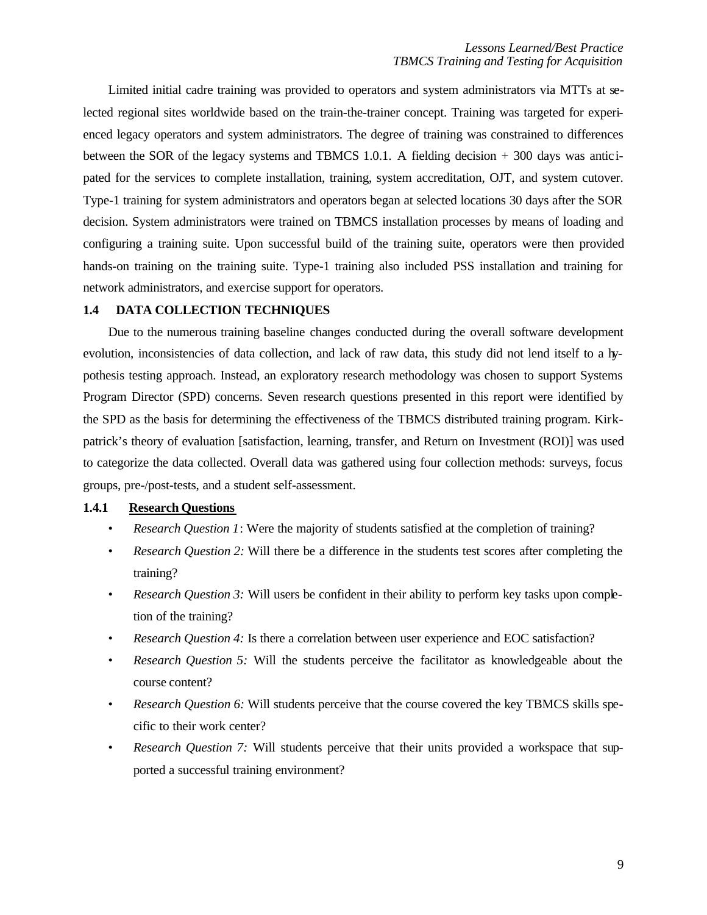Limited initial cadre training was provided to operators and system administrators via MTTs at selected regional sites worldwide based on the train-the-trainer concept. Training was targeted for experienced legacy operators and system administrators. The degree of training was constrained to differences between the SOR of the legacy systems and TBMCS 1.0.1. A fielding decision + 300 days was anticipated for the services to complete installation, training, system accreditation, OJT, and system cutover. Type-1 training for system administrators and operators began at selected locations 30 days after the SOR decision. System administrators were trained on TBMCS installation processes by means of loading and configuring a training suite. Upon successful build of the training suite, operators were then provided hands-on training on the training suite. Type-1 training also included PSS installation and training for network administrators, and exercise support for operators.

### 1.4 DATA COLLECTION TECHNIQUES

Due to the numerous training baseline changes conducted during the overall software development evolution, inconsistencies of data collection, and lack of raw data, this study did not lend itself to a hypothesis testing approach. Instead, an exploratory research methodology was chosen to support Systems Program Director (SPD) concerns. Seven research questions presented in this report were identified by the SPD as the basis for determining the effectiveness of the TBMCS distributed training program. Kirkpatrick's theory of evaluation [satisfaction, learning, transfer, and Return on Investment (ROI)] was used to categorize the data collected. Overall data was gathered using four collection methods: surveys, focus groups, pre-/post-tests, and a student self-assessment.

#### 1.4.1 Research Questions

- *Research Question 1*: Were the majority of students satisfied at the completion of training?
- *Research Question 2:* Will there be a difference in the students test scores after completing the training?
- *Research Question 3:* Will users be confident in their ability to perform key tasks upon completion of the training?
- *Research Question 4:* Is there a correlation between user experience and EOC satisfaction?
- *Research Question 5:* Will the students perceive the facilitator as knowledgeable about the course content?
- *Research Question 6:* Will students perceive that the course covered the key TBMCS skills specific to their work center?
- *Research Question 7:* Will students perceive that their units provided a workspace that supported a successful training environment?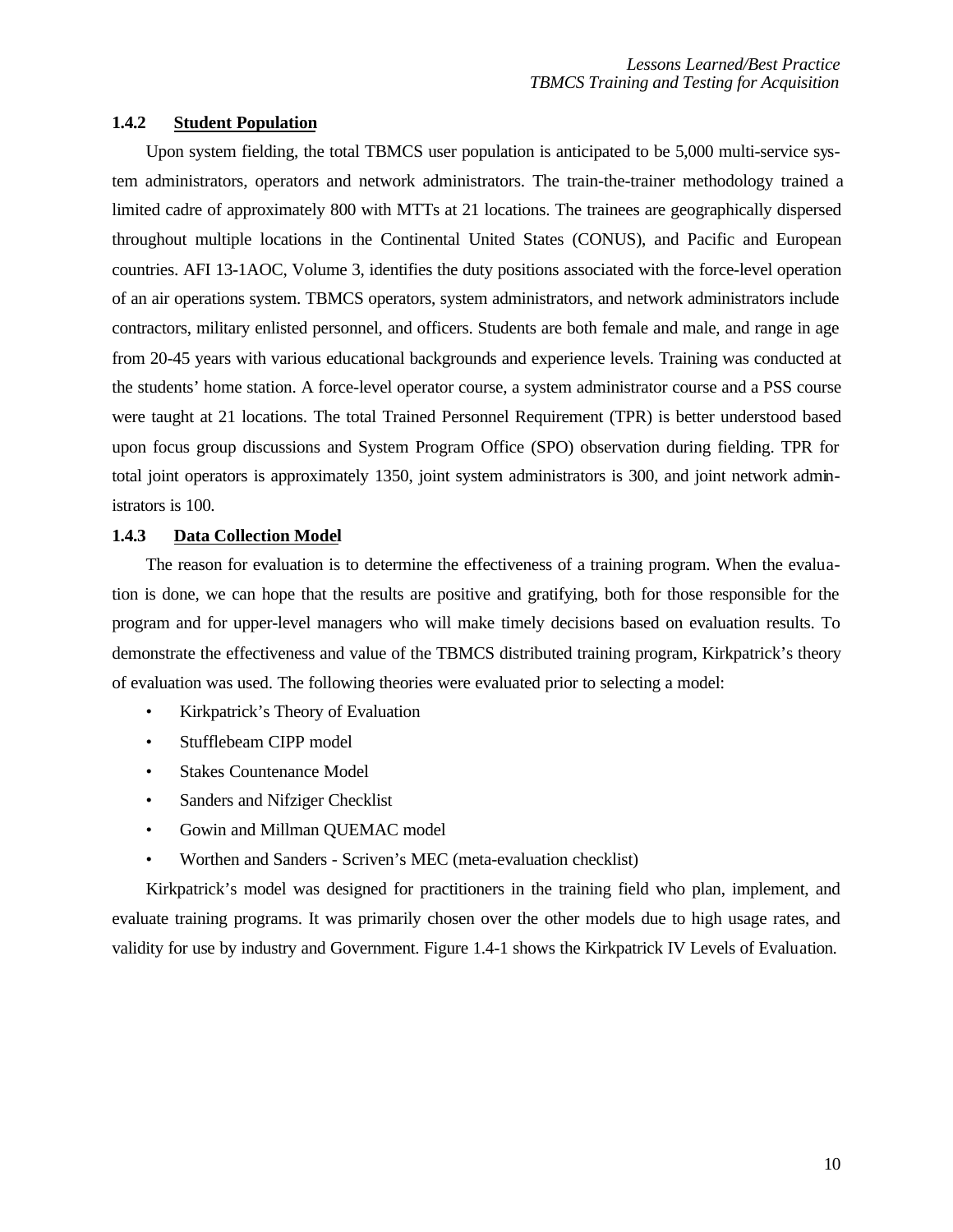### 1.4.2 Student Population

Upon system fielding, the total TBMCS user population is anticipated to be 5,000 multi-service system administrators, operators and network administrators. The train-the-trainer methodology trained a limited cadre of approximately 800 with MTTs at 21 locations. The trainees are geographically dispersed throughout multiple locations in the Continental United States (CONUS), and Pacific and European countries. AFI 13-1AOC, Volume 3, identifies the duty positions associated with the force-level operation of an air operations system. TBMCS operators, system administrators, and network administrators include contractors, military enlisted personnel, and officers. Students are both female and male, and range in age from 20-45 years with various educational backgrounds and experience levels. Training was conducted at the students' home station. A force-level operator course, a system administrator course and a PSS course were taught at 21 locations. The total Trained Personnel Requirement (TPR) is better understood based upon focus group discussions and System Program Office (SPO) observation during fielding. TPR for total joint operators is approximately 1350, joint system administrators is 300, and joint network administrators is 100.

### 1.4.3 Data Collection Model

The reason for evaluation is to determine the effectiveness of a training program. When the evaluation is done, we can hope that the results are positive and gratifying, both for those responsible for the program and for upper-level managers who will make timely decisions based on evaluation results. To demonstrate the effectiveness and value of the TBMCS distributed training program, Kirkpatrick's theory of evaluation was used. The following theories were evaluated prior to selecting a model:

- Kirkpatrick's Theory of Evaluation
- Stufflebeam CIPP model
- Stakes Countenance Model
- Sanders and Nifziger Checklist
- Gowin and Millman QUEMAC model
- Worthen and Sanders - Scriven's MEC (meta-evaluation checklist)

Kirkpatrick's model was designed for practitioners in the training field who plan, implement, and evaluate training programs. It was primarily chosen over the other models due to high usage rates, and validity for use by industry and Government. Figure 1.4-1 shows the Kirkpatrick IV Levels of Evaluation.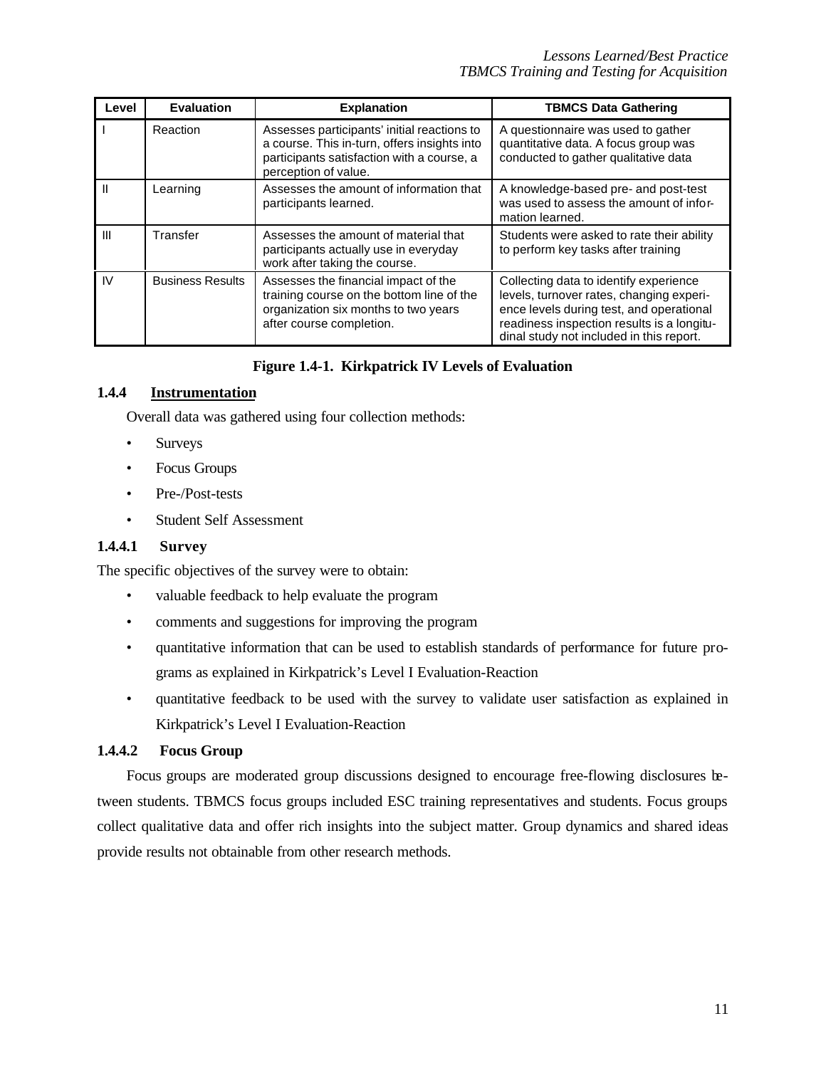| Level | Evaluation | Explanation | TBMCS Data Gathering |
|---|---|---|---|
| I | Reaction | Assesses participants' initial reactions to a course. This in-turn, offers insights into participants satisfaction with a course, a perception of value. | A questionnaire was used to gather quantitative data. A focus group was conducted to gather qualitative data |
| II | Learning | Assesses the amount of information that participants learned. | A knowledge-based pre- and post-test was used to assess the amount of information learned. |
| III | Transfer | Assesses the amount of material that participants actually use in everyday work after taking the course. | Students were asked to rate their ability to perform key tasks after training |
| IV | Business Results | Assesses the financial impact of the training course on the bottom line of the organization six months to two years after course completion. | Collecting data to identify experience levels, turnover rates, changing experience levels during test, and operational readiness inspection results is a longitudinal study not included in this report. |

**Figure 1.4-1. Kirkpatrick IV Levels of Evaluation**

### 1.4.4 Instrumentation

Overall data was gathered using four collection methods:

- Surveys
- Focus Groups
- Pre-/Post-tests
- Student Self Assessment

#### 1.4.4.1 Survey

The specific objectives of the survey were to obtain:

- valuable feedback to help evaluate the program
- comments and suggestions for improving the program
- quantitative information that can be used to establish standards of performance for future programs as explained in Kirkpatrick's Level I Evaluation-Reaction
- quantitative feedback to be used with the survey to validate user satisfaction as explained in Kirkpatrick's Level I Evaluation-Reaction

#### 1.4.4.2 Focus Group

Focus groups are moderated group discussions designed to encourage free-flowing disclosures between students. TBMCS focus groups included ESC training representatives and students. Focus groups collect qualitative data and offer rich insights into the subject matter. Group dynamics and shared ideas provide results not obtainable from other research methods.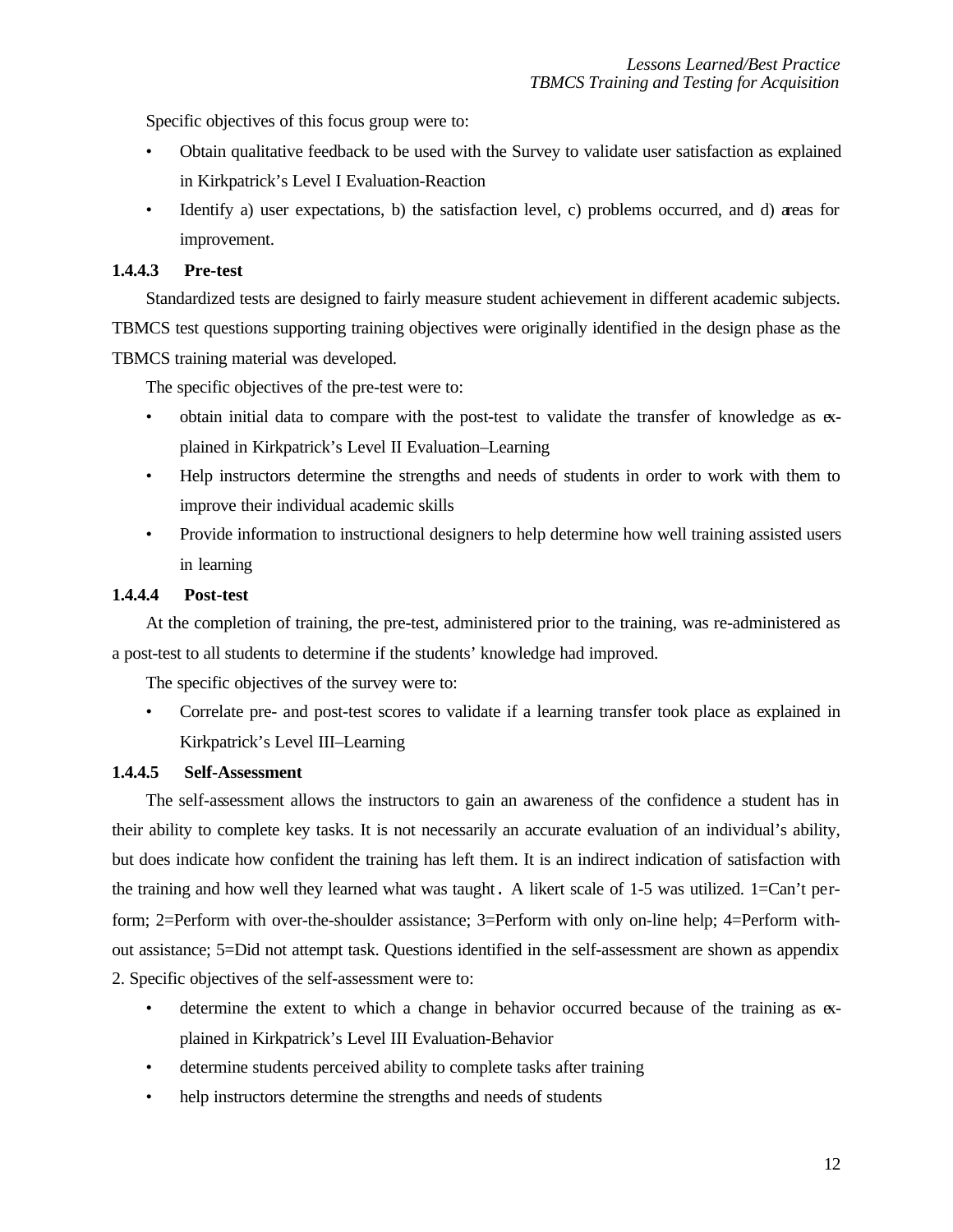Specific objectives of this focus group were to:

- Obtain qualitative feedback to be used with the Survey to validate user satisfaction as explained in Kirkpatrick's Level I Evaluation-Reaction
- Identify a) user expectations, b) the satisfaction level, c) problems occurred, and d) areas for improvement.

### 1.4.4.3 Pre-test

Standardized tests are designed to fairly measure student achievement in different academic subjects. TBMCS test questions supporting training objectives were originally identified in the design phase as the TBMCS training material was developed.

The specific objectives of the pre-test were to:

- obtain initial data to compare with the post-test to validate the transfer of knowledge as explained in Kirkpatrick's Level II Evaluation–Learning
- Help instructors determine the strengths and needs of students in order to work with them to improve their individual academic skills
- Provide information to instructional designers to help determine how well training assisted users in learning

### 1.4.4.4 Post-test

At the completion of training, the pre-test, administered prior to the training, was re-administered as a post-test to all students to determine if the students' knowledge had improved.

The specific objectives of the survey were to:

- Correlate pre- and post-test scores to validate if a learning transfer took place as explained in Kirkpatrick's Level III–Learning

### 1.4.4.5 Self-Assessment

The self-assessment allows the instructors to gain an awareness of the confidence a student has in their ability to complete key tasks. It is not necessarily an accurate evaluation of an individual's ability, but does indicate how confident the training has left them. It is an indirect indication of satisfaction with the training and how well they learned what was taught. A likert scale of 1-5 was utilized. 1=Can't perform; 2=Perform with over-the-shoulder assistance; 3=Perform with only on-line help; 4=Perform without assistance; 5=Did not attempt task. Questions identified in the self-assessment are shown as appendix 2. Specific objectives of the self-assessment were to:

- determine the extent to which a change in behavior occurred because of the training as explained in Kirkpatrick's Level III Evaluation-Behavior
- determine students perceived ability to complete tasks after training
- help instructors determine the strengths and needs of students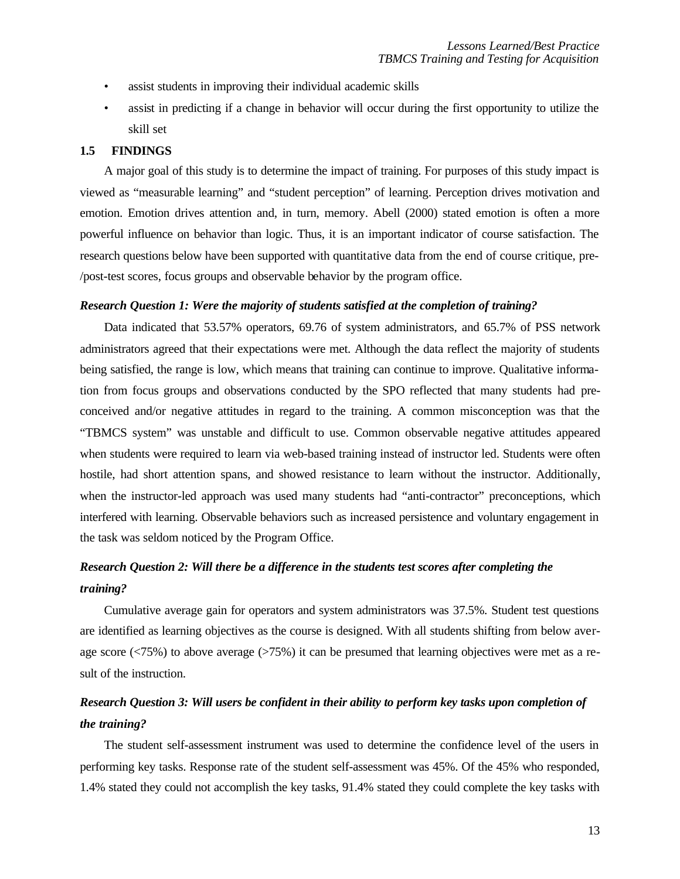- assist students in improving their individual academic skills
- assist in predicting if a change in behavior will occur during the first opportunity to utilize the skill set

### 1.5 FINDINGS

A major goal of this study is to determine the impact of training. For purposes of this study impact is viewed as "measurable learning" and "student perception" of learning. Perception drives motivation and emotion. Emotion drives attention and, in turn, memory. Abell (2000) stated emotion is often a more powerful influence on behavior than logic. Thus, it is an important indicator of course satisfaction. The research questions below have been supported with quantitative data from the end of course critique, pre-/post-test scores, focus groups and observable behavior by the program office.

***Research Question 1: Were the majority of students satisfied at the completion of training?***

Data indicated that 53.57% operators, 69.76 of system administrators, and 65.7% of PSS network administrators agreed that their expectations were met. Although the data reflect the majority of students being satisfied, the range is low, which means that training can continue to improve. Qualitative information from focus groups and observations conducted by the SPO reflected that many students had preconceived and/or negative attitudes in regard to the training. A common misconception was that the "TBMCS system" was unstable and difficult to use. Common observable negative attitudes appeared when students were required to learn via web-based training instead of instructor led. Students were often hostile, had short attention spans, and showed resistance to learn without the instructor. Additionally, when the instructor-led approach was used many students had "anti-contractor" preconceptions, which interfered with learning. Observable behaviors such as increased persistence and voluntary engagement in the task was seldom noticed by the Program Office.

***Research Question 2: Will there be a difference in the students test scores after completing the training?***

Cumulative average gain for operators and system administrators was 37.5%. Student test questions are identified as learning objectives as the course is designed. With all students shifting from below average score (<75%) to above average (>75%) it can be presumed that learning objectives were met as a result of the instruction.

***Research Question 3: Will users be confident in their ability to perform key tasks upon completion of the training?***

The student self-assessment instrument was used to determine the confidence level of the users in performing key tasks. Response rate of the student self-assessment was 45%. Of the 45% who responded, 1.4% stated they could not accomplish the key tasks, 91.4% stated they could complete the key tasks with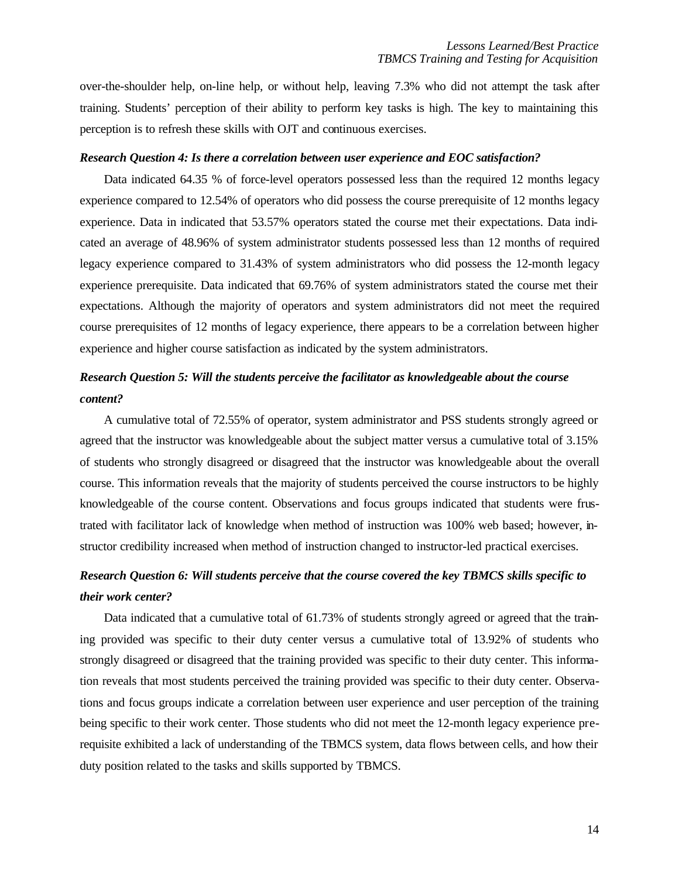over-the-shoulder help, on-line help, or without help, leaving 7.3% who did not attempt the task after training. Students' perception of their ability to perform key tasks is high. The key to maintaining this perception is to refresh these skills with OJT and continuous exercises.

***Research Question 4: Is there a correlation between user experience and EOC satisfaction?***

Data indicated 64.35 % of force-level operators possessed less than the required 12 months legacy experience compared to 12.54% of operators who did possess the course prerequisite of 12 months legacy experience. Data in indicated that 53.57% operators stated the course met their expectations. Data indicated an average of 48.96% of system administrator students possessed less than 12 months of required legacy experience compared to 31.43% of system administrators who did possess the 12-month legacy experience prerequisite. Data indicated that 69.76% of system administrators stated the course met their expectations. Although the majority of operators and system administrators did not meet the required course prerequisites of 12 months of legacy experience, there appears to be a correlation between higher experience and higher course satisfaction as indicated by the system administrators.

***Research Question 5: Will the students perceive the facilitator as knowledgeable about the course content?***

A cumulative total of 72.55% of operator, system administrator and PSS students strongly agreed or agreed that the instructor was knowledgeable about the subject matter versus a cumulative total of 3.15% of students who strongly disagreed or disagreed that the instructor was knowledgeable about the overall course. This information reveals that the majority of students perceived the course instructors to be highly knowledgeable of the course content. Observations and focus groups indicated that students were frustrated with facilitator lack of knowledge when method of instruction was 100% web based; however, instructor credibility increased when method of instruction changed to instructor-led practical exercises.

***Research Question 6: Will students perceive that the course covered the key TBMCS skills specific to their work center?***

Data indicated that a cumulative total of 61.73% of students strongly agreed or agreed that the training provided was specific to their duty center versus a cumulative total of 13.92% of students who strongly disagreed or disagreed that the training provided was specific to their duty center. This information reveals that most students perceived the training provided was specific to their duty center. Observations and focus groups indicate a correlation between user experience and user perception of the training being specific to their work center. Those students who did not meet the 12-month legacy experience prerequisite exhibited a lack of understanding of the TBMCS system, data flows between cells, and how their duty position related to the tasks and skills supported by TBMCS.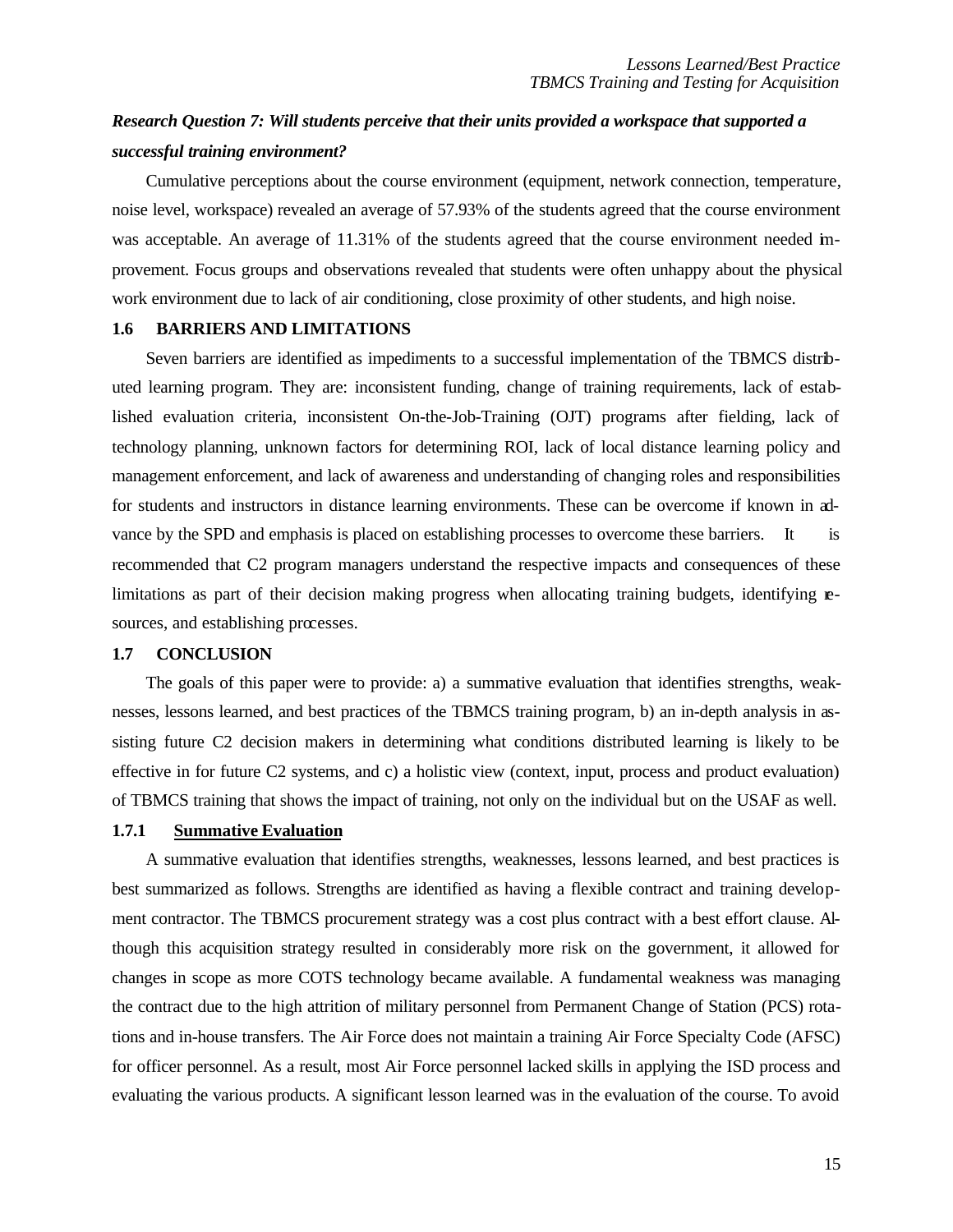***Research Question 7: Will students perceive that their units provided a workspace that supported a successful training environment?***

Cumulative perceptions about the course environment (equipment, network connection, temperature, noise level, workspace) revealed an average of 57.93% of the students agreed that the course environment was acceptable. An average of 11.31% of the students agreed that the course environment needed improvement. Focus groups and observations revealed that students were often unhappy about the physical work environment due to lack of air conditioning, close proximity of other students, and high noise.

### 1.6 BARRIERS AND LIMITATIONS

Seven barriers are identified as impediments to a successful implementation of the TBMCS distributed learning program. They are: inconsistent funding, change of training requirements, lack of established evaluation criteria, inconsistent On-the-Job-Training (OJT) programs after fielding, lack of technology planning, unknown factors for determining ROI, lack of local distance learning policy and management enforcement, and lack of awareness and understanding of changing roles and responsibilities for students and instructors in distance learning environments. These can be overcome if known in advance by the SPD and emphasis is placed on establishing processes to overcome these barriers. It is recommended that C2 program managers understand the respective impacts and consequences of these limitations as part of their decision making progress when allocating training budgets, identifying resources, and establishing processes.

### 1.7 CONCLUSION

The goals of this paper were to provide: a) a summative evaluation that identifies strengths, weaknesses, lessons learned, and best practices of the TBMCS training program, b) an in-depth analysis in assisting future C2 decision makers in determining what conditions distributed learning is likely to be effective in for future C2 systems, and c) a holistic view (context, input, process and product evaluation) of TBMCS training that shows the impact of training, not only on the individual but on the USAF as well.

#### 1.7.1 Summative Evaluation

A summative evaluation that identifies strengths, weaknesses, lessons learned, and best practices is best summarized as follows. Strengths are identified as having a flexible contract and training development contractor. The TBMCS procurement strategy was a cost plus contract with a best effort clause. Although this acquisition strategy resulted in considerably more risk on the government, it allowed for changes in scope as more COTS technology became available. A fundamental weakness was managing the contract due to the high attrition of military personnel from Permanent Change of Station (PCS) rotations and in-house transfers. The Air Force does not maintain a training Air Force Specialty Code (AFSC) for officer personnel. As a result, most Air Force personnel lacked skills in applying the ISD process and evaluating the various products. A significant lesson learned was in the evaluation of the course. To avoid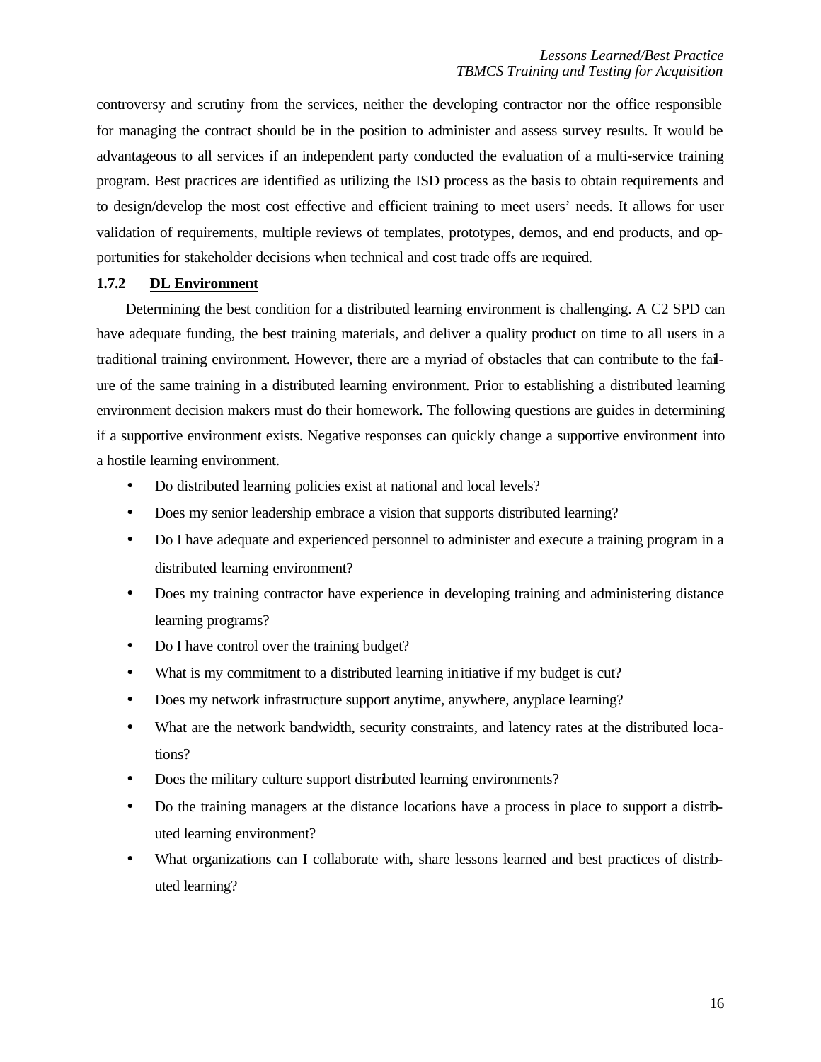controversy and scrutiny from the services, neither the developing contractor nor the office responsible for managing the contract should be in the position to administer and assess survey results. It would be advantageous to all services if an independent party conducted the evaluation of a multi-service training program. Best practices are identified as utilizing the ISD process as the basis to obtain requirements and to design/develop the most cost effective and efficient training to meet users' needs. It allows for user validation of requirements, multiple reviews of templates, prototypes, demos, and end products, and opportunities for stakeholder decisions when technical and cost trade offs are required.

### 1.7.2 DL Environment

Determining the best condition for a distributed learning environment is challenging. A C2 SPD can have adequate funding, the best training materials, and deliver a quality product on time to all users in a traditional training environment. However, there are a myriad of obstacles that can contribute to the failure of the same training in a distributed learning environment. Prior to establishing a distributed learning environment decision makers must do their homework. The following questions are guides in determining if a supportive environment exists. Negative responses can quickly change a supportive environment into a hostile learning environment.

- Do distributed learning policies exist at national and local levels?
- Does my senior leadership embrace a vision that supports distributed learning?
- Do I have adequate and experienced personnel to administer and execute a training program in a distributed learning environment?
- Does my training contractor have experience in developing training and administering distance learning programs?
- Do I have control over the training budget?
- What is my commitment to a distributed learning initiative if my budget is cut?
- Does my network infrastructure support anytime, anywhere, anyplace learning?
- What are the network bandwidth, security constraints, and latency rates at the distributed locations?
- Does the military culture support distributed learning environments?
- Do the training managers at the distance locations have a process in place to support a distributed learning environment?
- What organizations can I collaborate with, share lessons learned and best practices of distributed learning?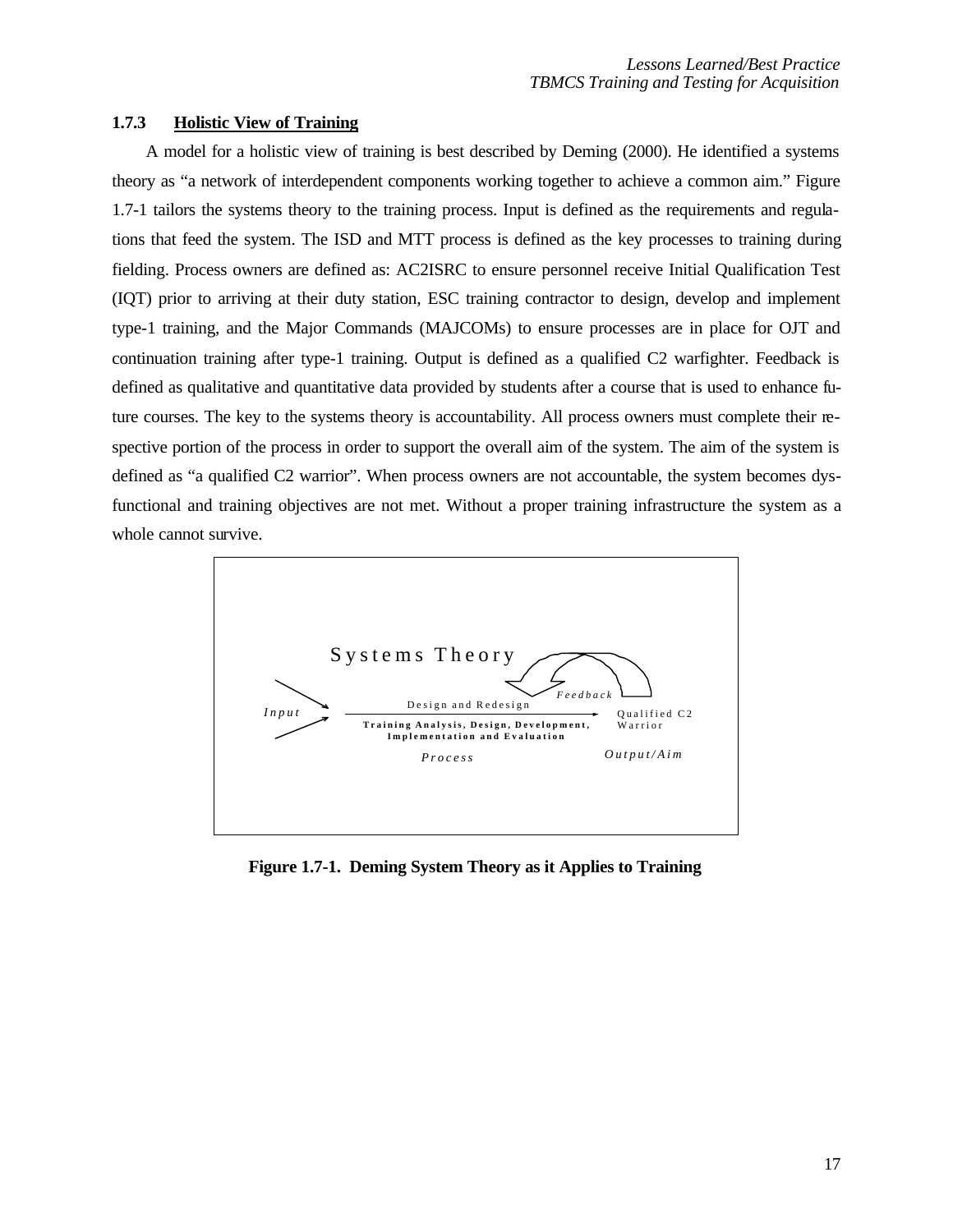### 1.7.3 Holistic View of Training

A model for a holistic view of training is best described by Deming (2000). He identified a systems theory as "a network of interdependent components working together to achieve a common aim." Figure 1.7-1 tailors the systems theory to the training process. Input is defined as the requirements and regulations that feed the system. The ISD and MTT process is defined as the key processes to training during fielding. Process owners are defined as: AC2ISRC to ensure personnel receive Initial Qualification Test (IQT) prior to arriving at their duty station, ESC training contractor to design, develop and implement type-1 training, and the Major Commands (MAJCOMs) to ensure processes are in place for OJT and continuation training after type-1 training. Output is defined as a qualified C2 warfighter. Feedback is defined as qualitative and quantitative data provided by students after a course that is used to enhance future courses. The key to the systems theory is accountability. All process owners must complete their respective portion of the process in order to support the overall aim of the system. The aim of the system is defined as "a qualified C2 warrior". When process owners are not accountable, the system becomes dysfunctional and training objectives are not met. Without a proper training infrastructure the system as a whole cannot survive.

Systems Theory

*Input* → Design and Redesign — **Training Analysis, Design, Development, Implementation and Evaluation** (*Process*) → Qualified C2 Warrior (*Output/Aim*); *Feedback*

**Figure 1.7-1. Deming System Theory as it Applies to Training**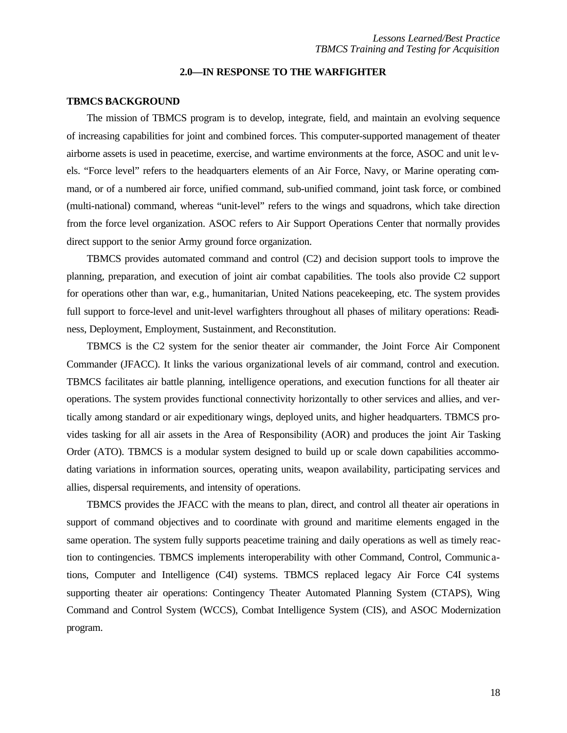## 2.0—IN RESPONSE TO THE WARFIGHTER

### TBMCS BACKGROUND

The mission of TBMCS program is to develop, integrate, field, and maintain an evolving sequence of increasing capabilities for joint and combined forces. This computer-supported management of theater airborne assets is used in peacetime, exercise, and wartime environments at the force, ASOC and unit levels. "Force level" refers to the headquarters elements of an Air Force, Navy, or Marine operating command, or of a numbered air force, unified command, sub-unified command, joint task force, or combined (multi-national) command, whereas "unit-level" refers to the wings and squadrons, which take direction from the force level organization. ASOC refers to Air Support Operations Center that normally provides direct support to the senior Army ground force organization.

TBMCS provides automated command and control (C2) and decision support tools to improve the planning, preparation, and execution of joint air combat capabilities. The tools also provide C2 support for operations other than war, e.g., humanitarian, United Nations peacekeeping, etc. The system provides full support to force-level and unit-level warfighters throughout all phases of military operations: Readiness, Deployment, Employment, Sustainment, and Reconstitution.

TBMCS is the C2 system for the senior theater air commander, the Joint Force Air Component Commander (JFACC). It links the various organizational levels of air command, control and execution. TBMCS facilitates air battle planning, intelligence operations, and execution functions for all theater air operations. The system provides functional connectivity horizontally to other services and allies, and vertically among standard or air expeditionary wings, deployed units, and higher headquarters. TBMCS provides tasking for all air assets in the Area of Responsibility (AOR) and produces the joint Air Tasking Order (ATO). TBMCS is a modular system designed to build up or scale down capabilities accommodating variations in information sources, operating units, weapon availability, participating services and allies, dispersal requirements, and intensity of operations.

TBMCS provides the JFACC with the means to plan, direct, and control all theater air operations in support of command objectives and to coordinate with ground and maritime elements engaged in the same operation. The system fully supports peacetime training and daily operations as well as timely reaction to contingencies. TBMCS implements interoperability with other Command, Control, Communications, Computer and Intelligence (C4I) systems. TBMCS replaced legacy Air Force C4I systems supporting theater air operations: Contingency Theater Automated Planning System (CTAPS), Wing Command and Control System (WCCS), Combat Intelligence System (CIS), and ASOC Modernization program.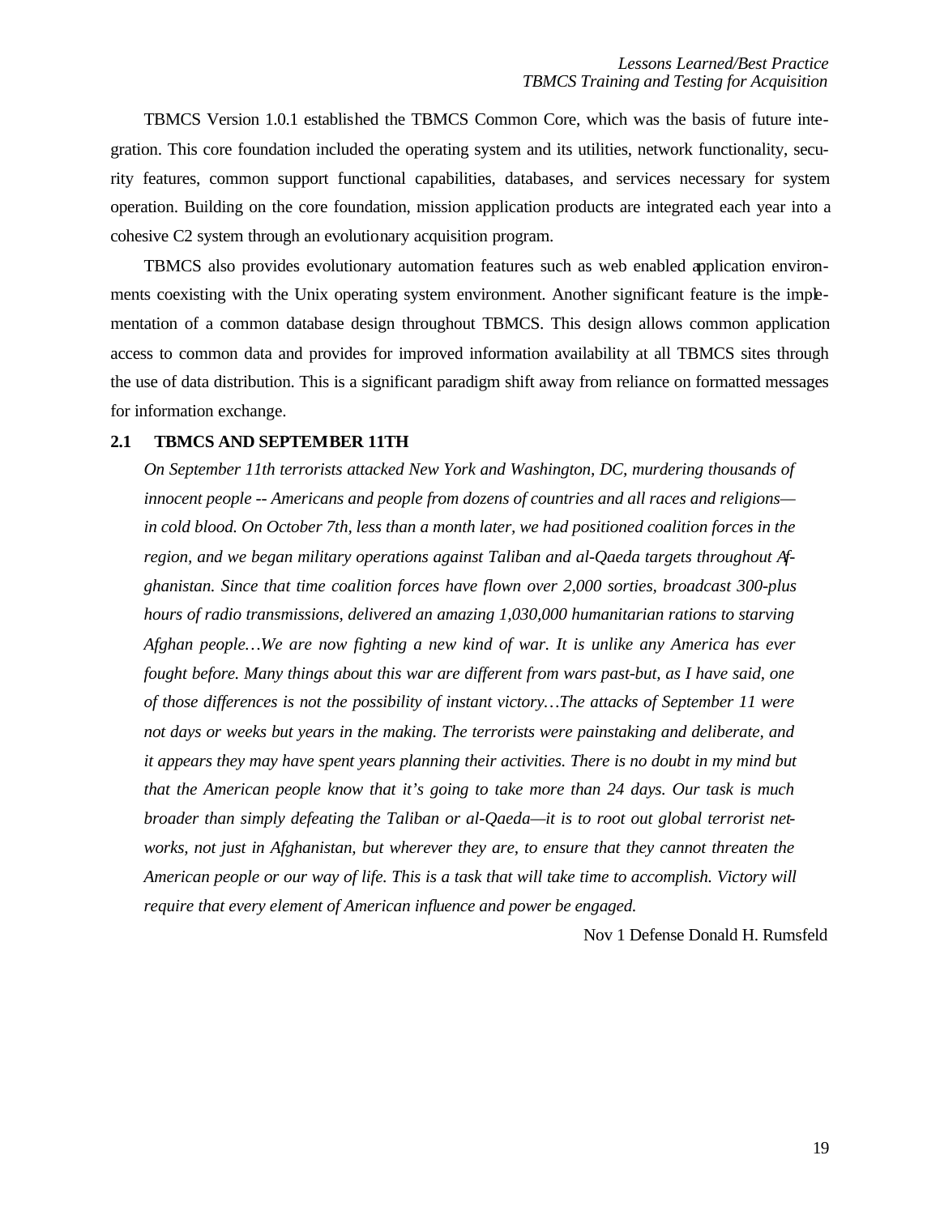TBMCS Version 1.0.1 established the TBMCS Common Core, which was the basis of future integration. This core foundation included the operating system and its utilities, network functionality, security features, common support functional capabilities, databases, and services necessary for system operation. Building on the core foundation, mission application products are integrated each year into a cohesive C2 system through an evolutionary acquisition program.

TBMCS also provides evolutionary automation features such as web enabled application environments coexisting with the Unix operating system environment. Another significant feature is the implementation of a common database design throughout TBMCS. This design allows common application access to common data and provides for improved information availability at all TBMCS sites through the use of data distribution. This is a significant paradigm shift away from reliance on formatted messages for information exchange.

## 2.1 TBMCS AND SEPTEMBER 11TH

*On September 11th terrorists attacked New York and Washington, DC, murdering thousands of innocent people -- Americans and people from dozens of countries and all races and religions—in cold blood. On October 7th, less than a month later, we had positioned coalition forces in the region, and we began military operations against Taliban and al-Qaeda targets throughout Afghanistan. Since that time coalition forces have flown over 2,000 sorties, broadcast 300-plus hours of radio transmissions, delivered an amazing 1,030,000 humanitarian rations to starving Afghan people…We are now fighting a new kind of war. It is unlike any America has ever fought before. Many things about this war are different from wars past-but, as I have said, one of those differences is not the possibility of instant victory…The attacks of September 11 were not days or weeks but years in the making. The terrorists were painstaking and deliberate, and it appears they may have spent years planning their activities. There is no doubt in my mind but that the American people know that it's going to take more than 24 days. Our task is much broader than simply defeating the Taliban or al-Qaeda—it is to root out global terrorist networks, not just in Afghanistan, but wherever they are, to ensure that they cannot threaten the American people or our way of life. This is a task that will take time to accomplish. Victory will require that every element of American influence and power be engaged.*

Nov 1 Defense Donald H. Rumsfeld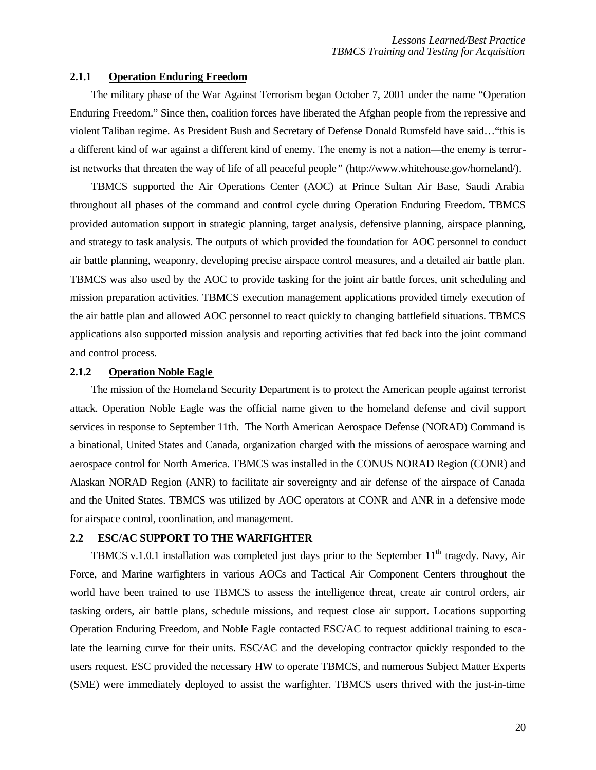### 2.1.1 Operation Enduring Freedom

The military phase of the War Against Terrorism began October 7, 2001 under the name "Operation Enduring Freedom." Since then, coalition forces have liberated the Afghan people from the repressive and violent Taliban regime. As President Bush and Secretary of Defense Donald Rumsfeld have said…"this is a different kind of war against a different kind of enemy. The enemy is not a nation—the enemy is terrorist networks that threaten the way of life of all peaceful people" (http://www.whitehouse.gov/homeland/).

TBMCS supported the Air Operations Center (AOC) at Prince Sultan Air Base, Saudi Arabia throughout all phases of the command and control cycle during Operation Enduring Freedom. TBMCS provided automation support in strategic planning, target analysis, defensive planning, airspace planning, and strategy to task analysis. The outputs of which provided the foundation for AOC personnel to conduct air battle planning, weaponry, developing precise airspace control measures, and a detailed air battle plan. TBMCS was also used by the AOC to provide tasking for the joint air battle forces, unit scheduling and mission preparation activities. TBMCS execution management applications provided timely execution of the air battle plan and allowed AOC personnel to react quickly to changing battlefield situations. TBMCS applications also supported mission analysis and reporting activities that fed back into the joint command and control process.

### 2.1.2 Operation Noble Eagle

The mission of the Homeland Security Department is to protect the American people against terrorist attack. Operation Noble Eagle was the official name given to the homeland defense and civil support services in response to September 11th. The North American Aerospace Defense (NORAD) Command is a binational, United States and Canada, organization charged with the missions of aerospace warning and aerospace control for North America. TBMCS was installed in the CONUS NORAD Region (CONR) and Alaskan NORAD Region (ANR) to facilitate air sovereignty and air defense of the airspace of Canada and the United States. TBMCS was utilized by AOC operators at CONR and ANR in a defensive mode for airspace control, coordination, and management.

## 2.2 ESC/AC SUPPORT TO THE WARFIGHTER

TBMCS v.1.0.1 installation was completed just days prior to the September 11th tragedy. Navy, Air Force, and Marine warfighters in various AOCs and Tactical Air Component Centers throughout the world have been trained to use TBMCS to assess the intelligence threat, create air control orders, air tasking orders, air battle plans, schedule missions, and request close air support. Locations supporting Operation Enduring Freedom, and Noble Eagle contacted ESC/AC to request additional training to escalate the learning curve for their units. ESC/AC and the developing contractor quickly responded to the users request. ESC provided the necessary HW to operate TBMCS, and numerous Subject Matter Experts (SME) were immediately deployed to assist the warfighter. TBMCS users thrived with the just-in-time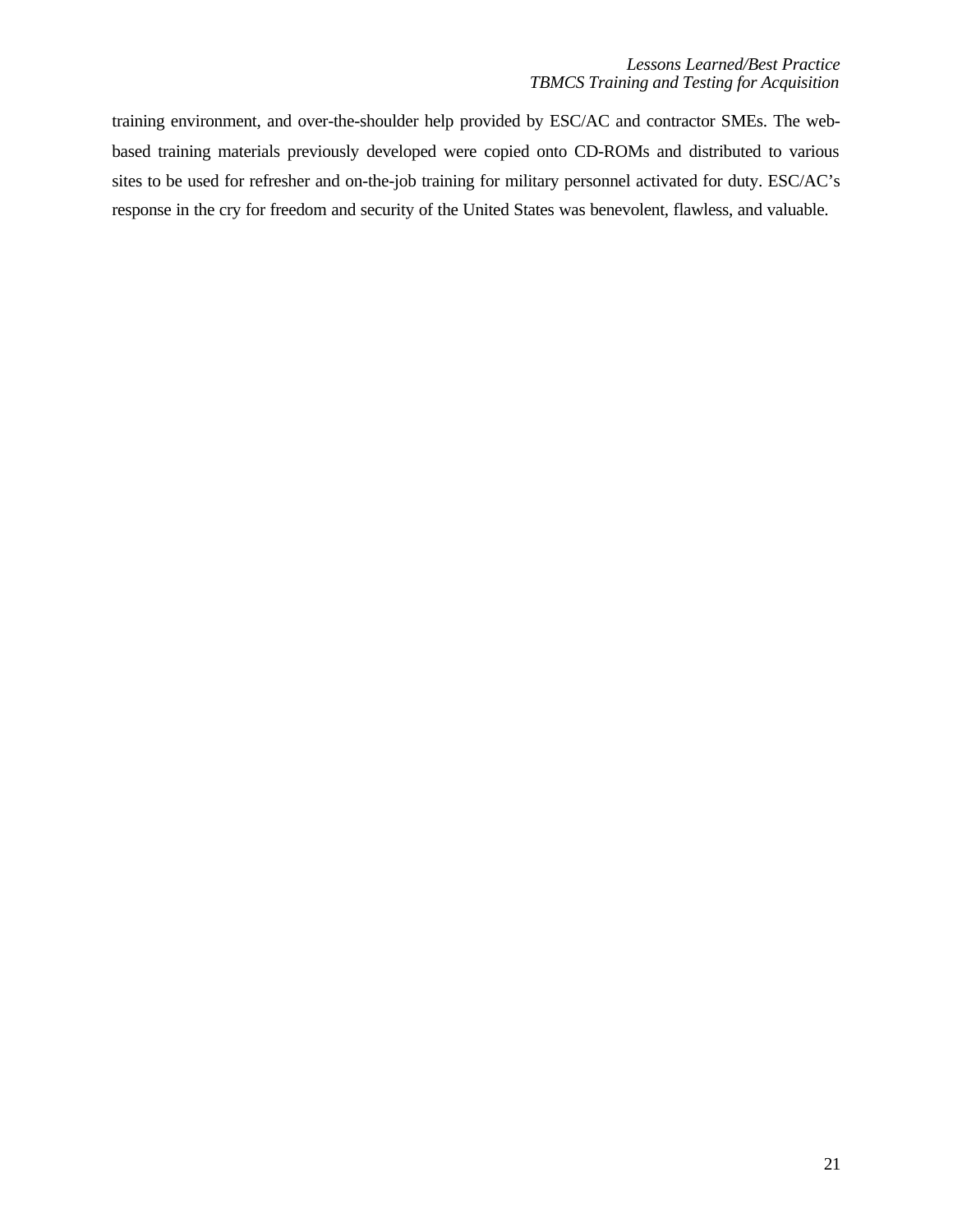training environment, and over-the-shoulder help provided by ESC/AC and contractor SMEs. The web-based training materials previously developed were copied onto CD-ROMs and distributed to various sites to be used for refresher and on-the-job training for military personnel activated for duty. ESC/AC's response in the cry for freedom and security of the United States was benevolent, flawless, and valuable.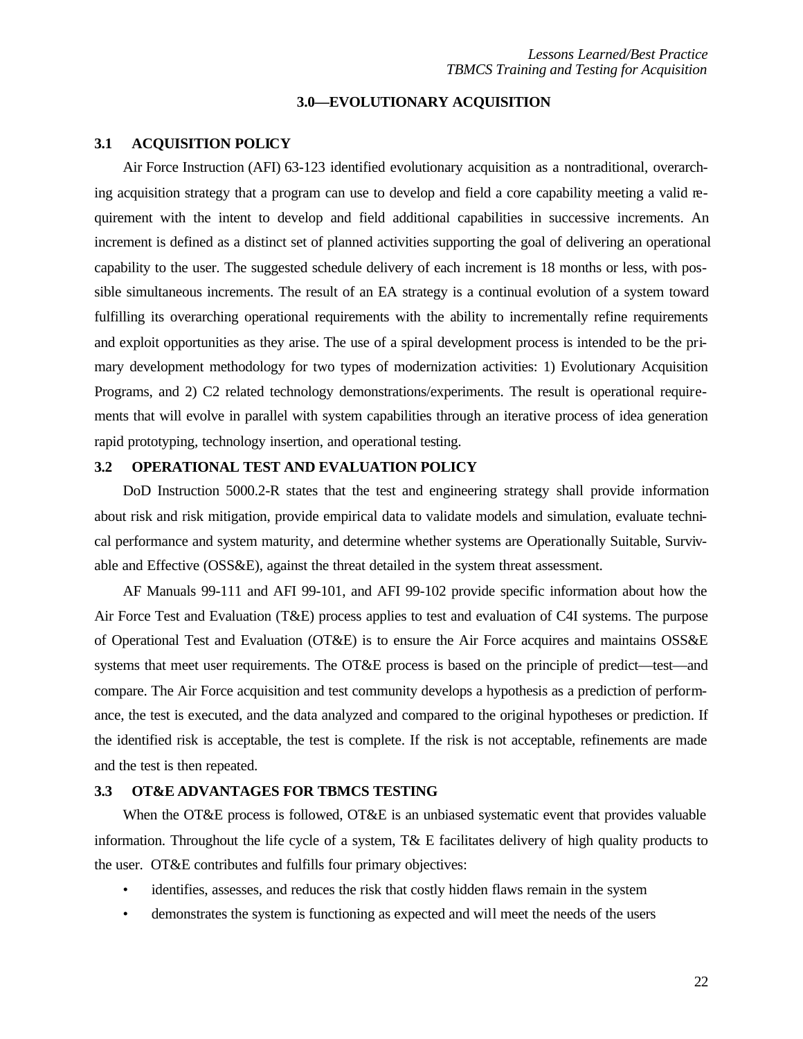## 3.0—EVOLUTIONARY ACQUISITION

### 3.1 ACQUISITION POLICY

Air Force Instruction (AFI) 63-123 identified evolutionary acquisition as a nontraditional, overarching acquisition strategy that a program can use to develop and field a core capability meeting a valid requirement with the intent to develop and field additional capabilities in successive increments. An increment is defined as a distinct set of planned activities supporting the goal of delivering an operational capability to the user. The suggested schedule delivery of each increment is 18 months or less, with possible simultaneous increments. The result of an EA strategy is a continual evolution of a system toward fulfilling its overarching operational requirements with the ability to incrementally refine requirements and exploit opportunities as they arise. The use of a spiral development process is intended to be the primary development methodology for two types of modernization activities: 1) Evolutionary Acquisition Programs, and 2) C2 related technology demonstrations/experiments. The result is operational requirements that will evolve in parallel with system capabilities through an iterative process of idea generation rapid prototyping, technology insertion, and operational testing.

### 3.2 OPERATIONAL TEST AND EVALUATION POLICY

DoD Instruction 5000.2-R states that the test and engineering strategy shall provide information about risk and risk mitigation, provide empirical data to validate models and simulation, evaluate technical performance and system maturity, and determine whether systems are Operationally Suitable, Survivable and Effective (OSS&E), against the threat detailed in the system threat assessment.

AF Manuals 99-111 and AFI 99-101, and AFI 99-102 provide specific information about how the Air Force Test and Evaluation (T&E) process applies to test and evaluation of C4I systems. The purpose of Operational Test and Evaluation (OT&E) is to ensure the Air Force acquires and maintains OSS&E systems that meet user requirements. The OT&E process is based on the principle of predict—test—and compare. The Air Force acquisition and test community develops a hypothesis as a prediction of performance, the test is executed, and the data analyzed and compared to the original hypotheses or prediction. If the identified risk is acceptable, the test is complete. If the risk is not acceptable, refinements are made and the test is then repeated.

### 3.3 OT&E ADVANTAGES FOR TBMCS TESTING

When the OT&E process is followed, OT&E is an unbiased systematic event that provides valuable information. Throughout the life cycle of a system, T& E facilitates delivery of high quality products to the user. OT&E contributes and fulfills four primary objectives:

- identifies, assesses, and reduces the risk that costly hidden flaws remain in the system
- demonstrates the system is functioning as expected and will meet the needs of the users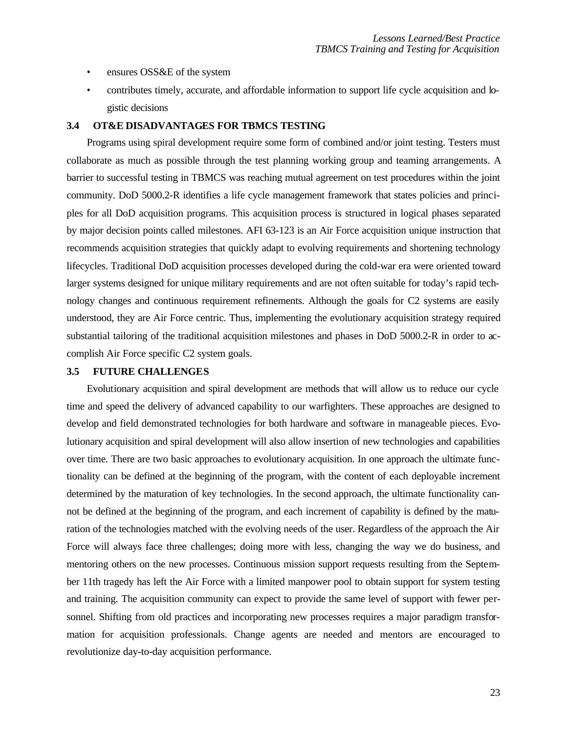- ensures OSS&E of the system
- contributes timely, accurate, and affordable information to support life cycle acquisition and logistic decisions

### 3.4 OT&E DISADVANTAGES FOR TBMCS TESTING

Programs using spiral development require some form of combined and/or joint testing. Testers must collaborate as much as possible through the test planning working group and teaming arrangements. A barrier to successful testing in TBMCS was reaching mutual agreement on test procedures within the joint community. DoD 5000.2-R identifies a life cycle management framework that states policies and principles for all DoD acquisition programs. This acquisition process is structured in logical phases separated by major decision points called milestones. AFI 63-123 is an Air Force acquisition unique instruction that recommends acquisition strategies that quickly adapt to evolving requirements and shortening technology lifecycles. Traditional DoD acquisition processes developed during the cold-war era were oriented toward larger systems designed for unique military requirements and are not often suitable for today's rapid technology changes and continuous requirement refinements. Although the goals for C2 systems are easily understood, they are Air Force centric. Thus, implementing the evolutionary acquisition strategy required substantial tailoring of the traditional acquisition milestones and phases in DoD 5000.2-R in order to accomplish Air Force specific C2 system goals.

### 3.5 FUTURE CHALLENGES

Evolutionary acquisition and spiral development are methods that will allow us to reduce our cycle time and speed the delivery of advanced capability to our warfighters. These approaches are designed to develop and field demonstrated technologies for both hardware and software in manageable pieces. Evolutionary acquisition and spiral development will also allow insertion of new technologies and capabilities over time. There are two basic approaches to evolutionary acquisition. In one approach the ultimate functionality can be defined at the beginning of the program, with the content of each deployable increment determined by the maturation of key technologies. In the second approach, the ultimate functionality cannot be defined at the beginning of the program, and each increment of capability is defined by the maturation of the technologies matched with the evolving needs of the user. Regardless of the approach the Air Force will always face three challenges; doing more with less, changing the way we do business, and mentoring others on the new processes. Continuous mission support requests resulting from the September 11th tragedy has left the Air Force with a limited manpower pool to obtain support for system testing and training. The acquisition community can expect to provide the same level of support with fewer personnel. Shifting from old practices and incorporating new processes requires a major paradigm transformation for acquisition professionals. Change agents are needed and mentors are encouraged to revolutionize day-to-day acquisition performance.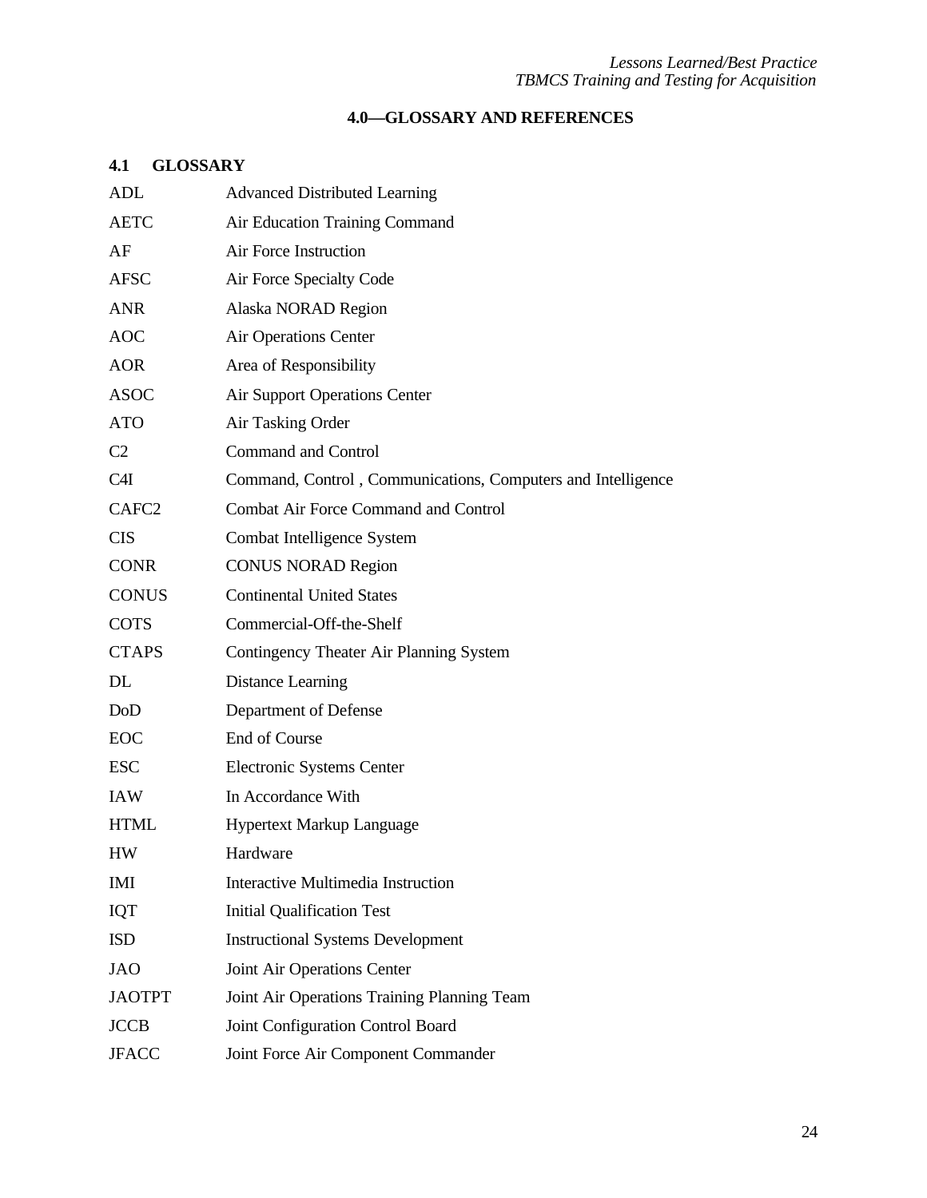# 4.0—GLOSSARY AND REFERENCES

## 4.1 GLOSSARY

| | |
|---|---|
| ADL | Advanced Distributed Learning |
| AETC | Air Education Training Command |
| AF | Air Force Instruction |
| AFSC | Air Force Specialty Code |
| ANR | Alaska NORAD Region |
| AOC | Air Operations Center |
| AOR | Area of Responsibility |
| ASOC | Air Support Operations Center |
| ATO | Air Tasking Order |
| C2 | Command and Control |
| C4I | Command, Control , Communications, Computers and Intelligence |
| CAFC2 | Combat Air Force Command and Control |
| CIS | Combat Intelligence System |
| CONR | CONUS NORAD Region |
| CONUS | Continental United States |
| COTS | Commercial-Off-the-Shelf |
| CTAPS | Contingency Theater Air Planning System |
| DL | Distance Learning |
| DoD | Department of Defense |
| EOC | End of Course |
| ESC | Electronic Systems Center |
| IAW | In Accordance With |
| HTML | Hypertext Markup Language |
| HW | Hardware |
| IMI | Interactive Multimedia Instruction |
| IQT | Initial Qualification Test |
| ISD | Instructional Systems Development |
| JAO | Joint Air Operations Center |
| JAOTPT | Joint Air Operations Training Planning Team |
| JCCB | Joint Configuration Control Board |
| JFACC | Joint Force Air Component Commander |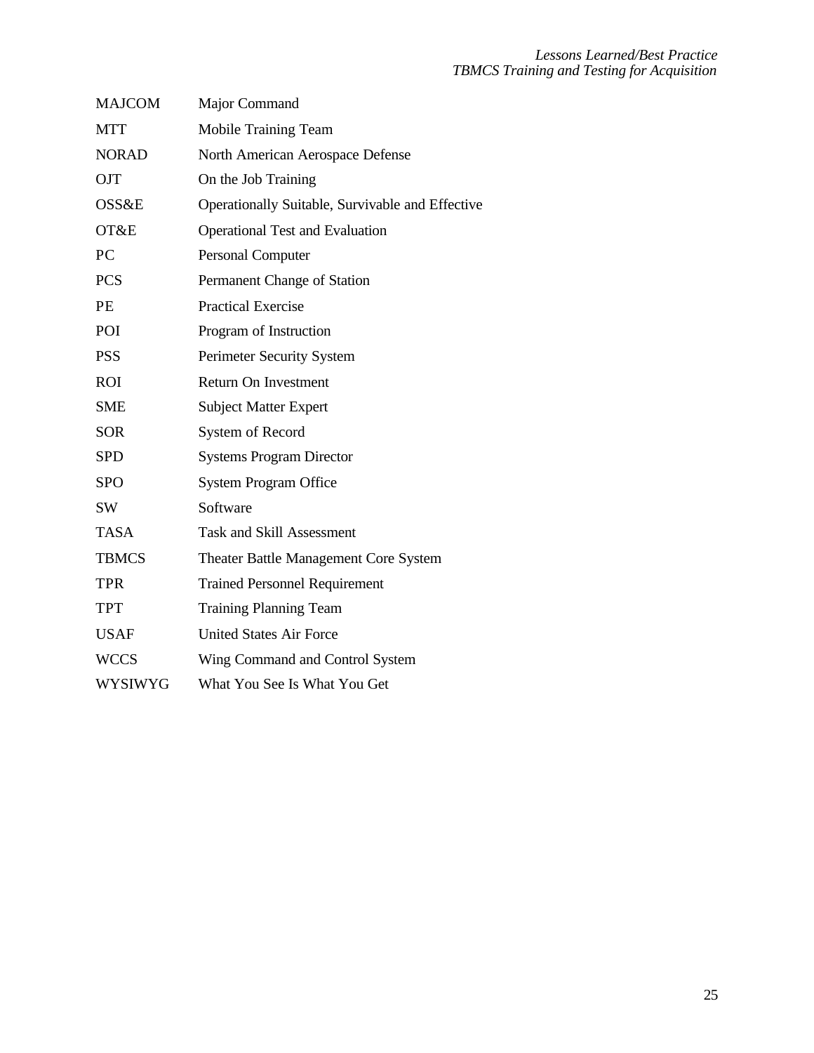| | |
|---|---|
| MAJCOM | Major Command |
| MTT | Mobile Training Team |
| NORAD | North American Aerospace Defense |
| OJT | On the Job Training |
| OSS&E | Operationally Suitable, Survivable and Effective |
| OT&E | Operational Test and Evaluation |
| PC | Personal Computer |
| PCS | Permanent Change of Station |
| PE | Practical Exercise |
| POI | Program of Instruction |
| PSS | Perimeter Security System |
| ROI | Return On Investment |
| SME | Subject Matter Expert |
| SOR | System of Record |
| SPD | Systems Program Director |
| SPO | System Program Office |
| SW | Software |
| TASA | Task and Skill Assessment |
| TBMCS | Theater Battle Management Core System |
| TPR | Trained Personnel Requirement |
| TPT | Training Planning Team |
| USAF | United States Air Force |
| WCCS | Wing Command and Control System |
| WYSIWYG | What You See Is What You Get |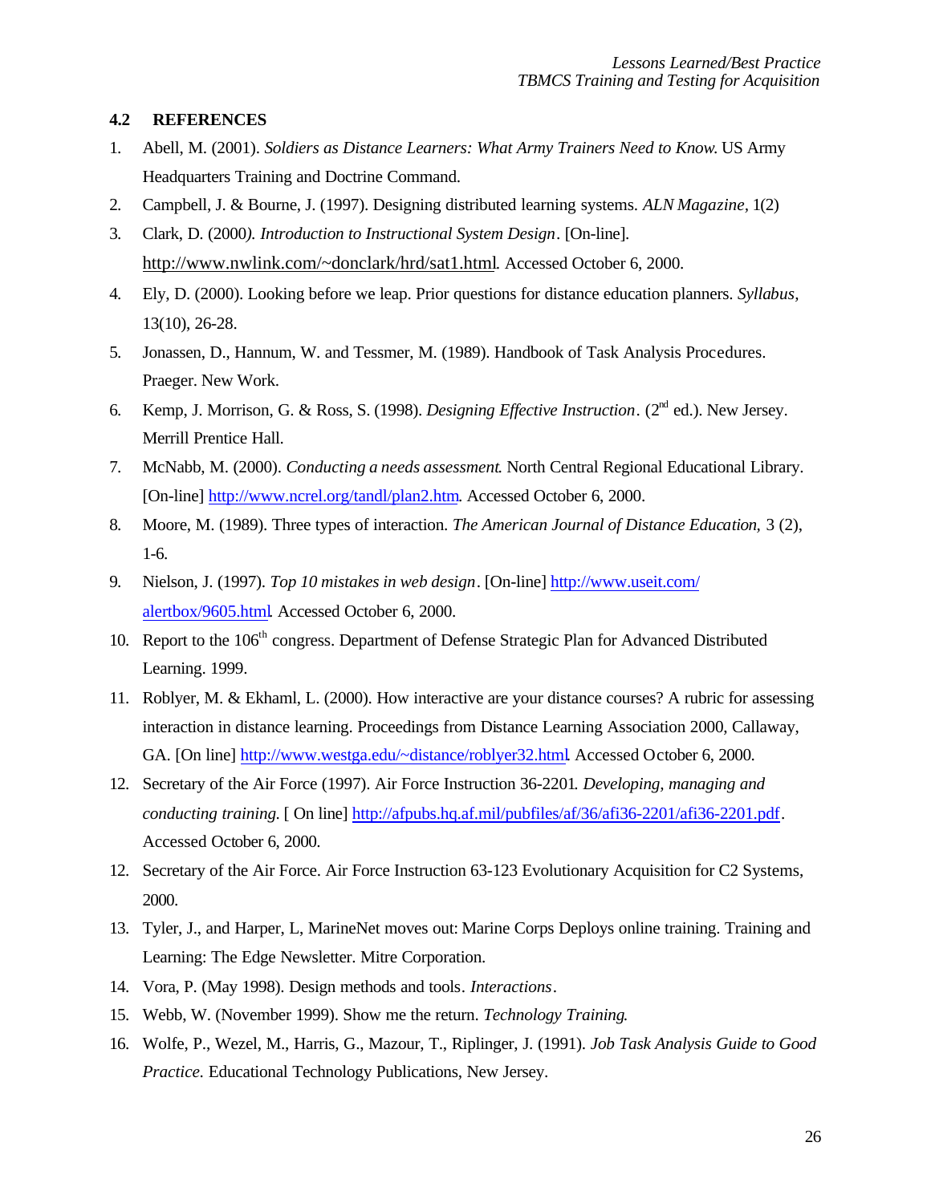### 4.2 REFERENCES

1. Abell, M. (2001). *Soldiers as Distance Learners: What Army Trainers Need to Know*. US Army Headquarters Training and Doctrine Command.
2. Campbell, J. & Bourne, J. (1997). Designing distributed learning systems. *ALN Magazine*, 1(2)
3. Clark, D. (2000*). Introduction to Instructional System Design*. [On-line]. http://www.nwlink.com/~donclark/hrd/sat1.html. Accessed October 6, 2000.
4. Ely, D. (2000). Looking before we leap. Prior questions for distance education planners. *Syllabus,* 13(10), 26-28.
5. Jonassen, D., Hannum, W. and Tessmer, M. (1989). Handbook of Task Analysis Procedures. Praeger. New Work.
6. Kemp, J. Morrison, G. & Ross, S. (1998). *Designing Effective Instruction*. (2nd ed.). New Jersey. Merrill Prentice Hall.
7. McNabb, M. (2000). *Conducting a needs assessment*. North Central Regional Educational Library. [On-line] http://www.ncrel.org/tandl/plan2.htm. Accessed October 6, 2000.
8. Moore, M. (1989). Three types of interaction. *The American Journal of Distance Education,* 3 (2), 1-6.
9. Nielson, J. (1997). *Top 10 mistakes in web design*. [On-line] http://www.useit.com/alertbox/9605.html. Accessed October 6, 2000.
10. Report to the 106th congress. Department of Defense Strategic Plan for Advanced Distributed Learning. 1999.
11. Roblyer, M. & Ekhaml, L. (2000). How interactive are your distance courses? A rubric for assessing interaction in distance learning. Proceedings from Distance Learning Association 2000, Callaway, GA. [On line] http://www.westga.edu/~distance/roblyer32.html. Accessed October 6, 2000.
12. Secretary of the Air Force (1997). Air Force Instruction 36-2201. *Developing, managing and conducting training.* [ On line] http://afpubs.hq.af.mil/pubfiles/af/36/afi36-2201/afi36-2201.pdf. Accessed October 6, 2000.
12. Secretary of the Air Force. Air Force Instruction 63-123 Evolutionary Acquisition for C2 Systems, 2000.
13. Tyler, J., and Harper, L, MarineNet moves out: Marine Corps Deploys online training. Training and Learning: The Edge Newsletter. Mitre Corporation.
14. Vora, P. (May 1998). Design methods and tools. *Interactions*.
15. Webb, W. (November 1999). Show me the return. *Technology Training*.
16. Wolfe, P., Wezel, M., Harris, G., Mazour, T., Riplinger, J. (1991). *Job Task Analysis Guide to Good Practice.* Educational Technology Publications, New Jersey.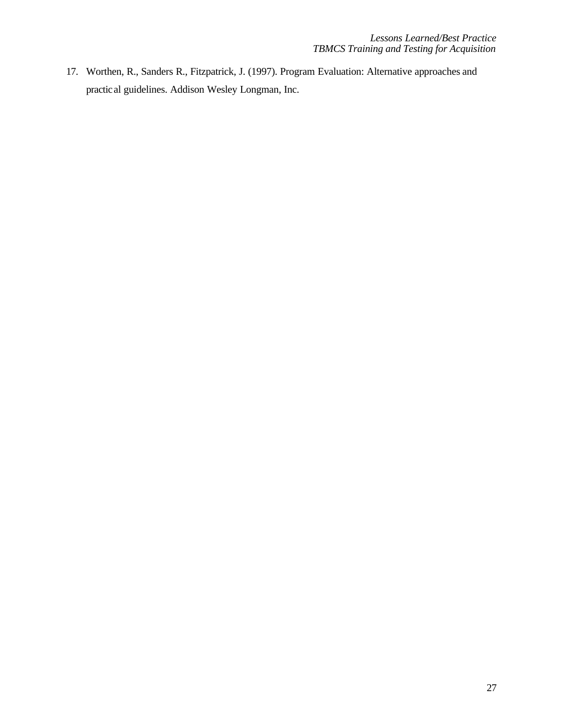17. Worthen, R., Sanders R., Fitzpatrick, J. (1997). Program Evaluation: Alternative approaches and practical guidelines. Addison Wesley Longman, Inc.